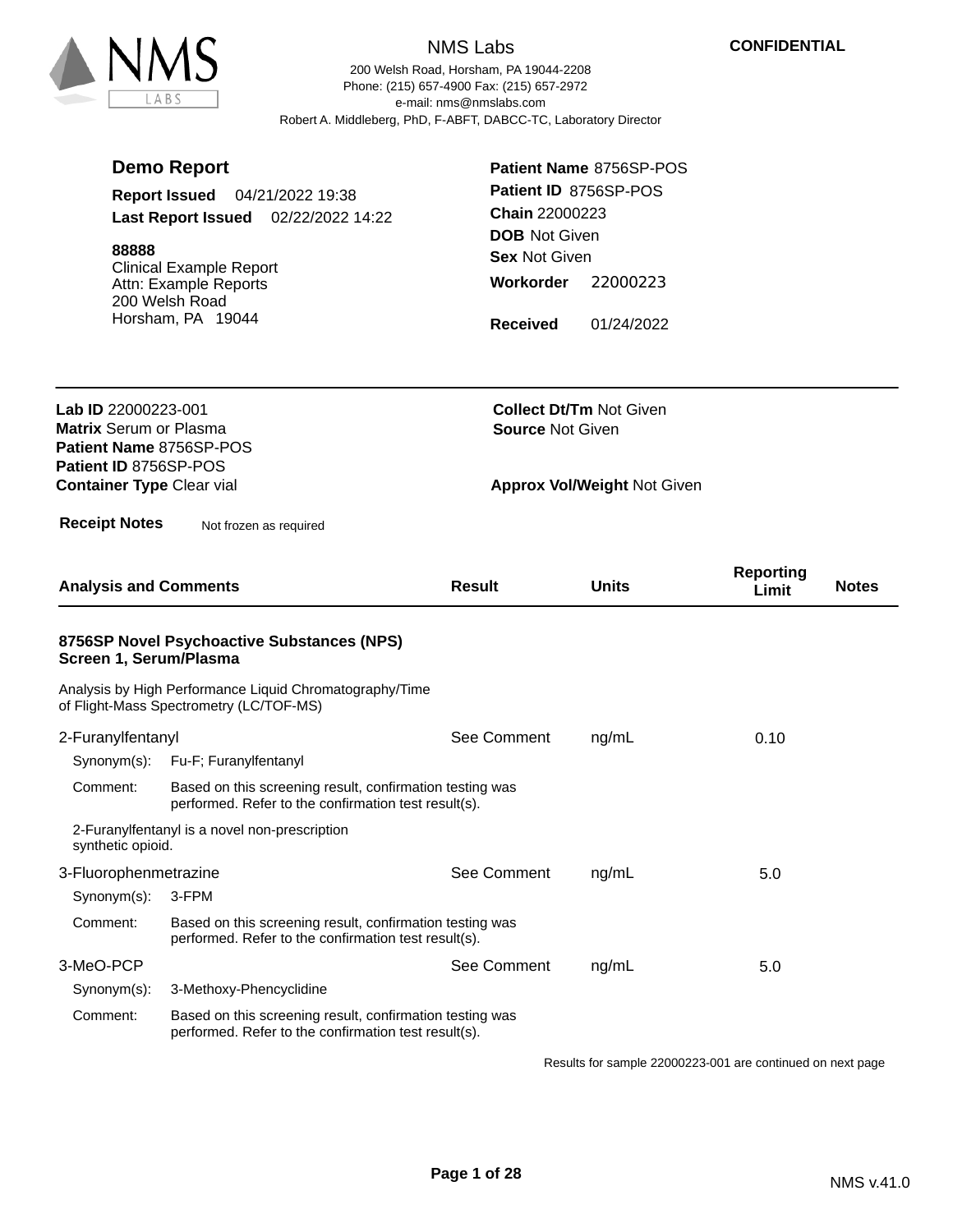NMS Labs

200 Welsh Road, Horsham, PA 19044-2208
Phone: (215) 657-4900 Fax: (215) 657-2972
e-mail: nms@nmslabs.com
Robert A. Middleberg, PhD, F-ABFT, DABCC-TC, Laboratory Director

**CONFIDENTIAL**

## Demo Report

**Report Issued** 04/21/2022 19:38
**Last Report Issued** 02/22/2022 14:22

**88888**
Clinical Example Report
Attn: Example Reports
200 Welsh Road
Horsham, PA 19044

**Patient Name** 8756SP-POS
**Patient ID** 8756SP-POS
**Chain** 22000223
**DOB** Not Given
**Sex** Not Given
**Workorder** 22000223
**Received** 01/24/2022

---

**Lab ID** 22000223-001
**Matrix** Serum or Plasma
**Patient Name** 8756SP-POS
**Patient ID** 8756SP-POS
**Container Type** Clear vial

**Collect Dt/Tm** Not Given
**Source** Not Given
**Approx Vol/Weight** Not Given

**Receipt Notes** Not frozen as required

| Analysis and Comments | Result | Units | Reporting Limit | Notes |
|---|---|---|---|---|

### 8756SP Novel Psychoactive Substances (NPS) Screen 1, Serum/Plasma

Analysis by High Performance Liquid Chromatography/Time of Flight-Mass Spectrometry (LC/TOF-MS)

| Analysis and Comments | Result | Units | Reporting Limit | Notes |
|---|---|---|---|---|
| 2-Furanylfentanyl | See Comment | ng/mL | 0.10 | |
| 3-Fluorophenmetrazine | See Comment | ng/mL | 5.0 | |
| 3-MeO-PCP | See Comment | ng/mL | 5.0 | |

**2-Furanylfentanyl**
Synonym(s): Fu-F; Furanylfentanyl
Comment: Based on this screening result, confirmation testing was performed. Refer to the confirmation test result(s).

2-Furanylfentanyl is a novel non-prescription synthetic opioid.

**3-Fluorophenmetrazine**
Synonym(s): 3-FPM
Comment: Based on this screening result, confirmation testing was performed. Refer to the confirmation test result(s).

**3-MeO-PCP**
Synonym(s): 3-Methoxy-Phencyclidine
Comment: Based on this screening result, confirmation testing was performed. Refer to the confirmation test result(s).

Results for sample 22000223-001 are continued on next page

NMS v.41.0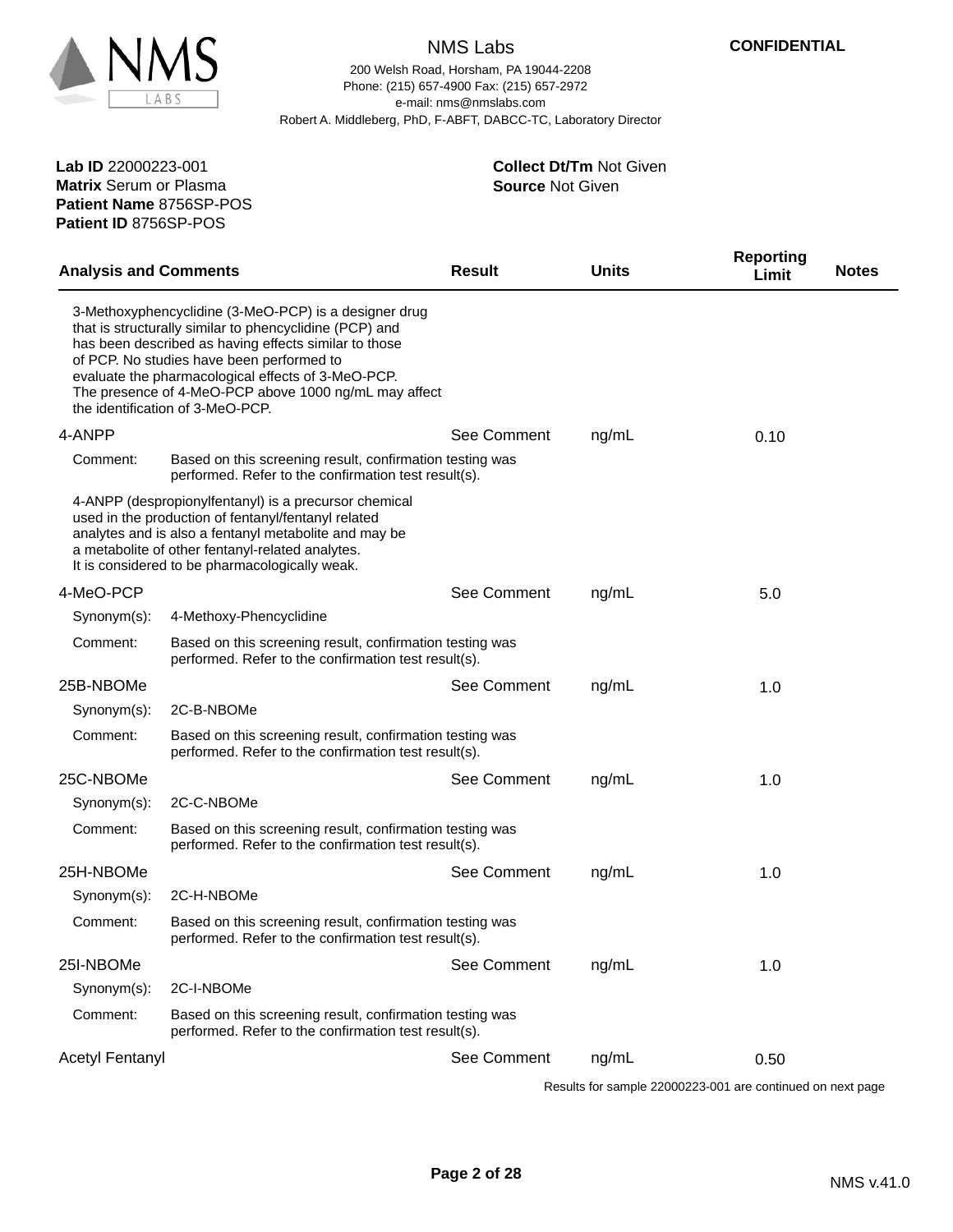NMS Labs

200 Welsh Road, Horsham, PA 19044-2208
Phone: (215) 657-4900 Fax: (215) 657-2972
e-mail: nms@nmslabs.com
Robert A. Middleberg, PhD, F-ABFT, DABCC-TC, Laboratory Director

**CONFIDENTIAL**

**Lab ID** 22000223-001
**Matrix** Serum or Plasma
**Patient Name** 8756SP-POS
**Patient ID** 8756SP-POS

**Collect Dt/Tm** Not Given
**Source** Not Given

| Analysis and Comments | Result | Units | Reporting Limit | Notes |
|---|---|---|---|---|

3-Methoxyphencyclidine (3-MeO-PCP) is a designer drug that is structurally similar to phencyclidine (PCP) and has been described as having effects similar to those of PCP. No studies have been performed to evaluate the pharmacological effects of 3-MeO-PCP. The presence of 4-MeO-PCP above 1000 ng/mL may affect the identification of 3-MeO-PCP.

| Analysis and Comments | Result | Units | Reporting Limit | Notes |
|---|---|---|---|---|
| 4-ANPP | See Comment | ng/mL | 0.10 | |

Comment: Based on this screening result, confirmation testing was performed. Refer to the confirmation test result(s).

4-ANPP (despropionylfentanyl) is a precursor chemical used in the production of fentanyl/fentanyl related analytes and is also a fentanyl metabolite and may be a metabolite of other fentanyl-related analytes. It is considered to be pharmacologically weak.

| Analysis and Comments | Result | Units | Reporting Limit | Notes |
|---|---|---|---|---|
| 4-MeO-PCP | See Comment | ng/mL | 5.0 | |

Synonym(s): 4-Methoxy-Phencyclidine

Comment: Based on this screening result, confirmation testing was performed. Refer to the confirmation test result(s).

| Analysis and Comments | Result | Units | Reporting Limit | Notes |
|---|---|---|---|---|
| 25B-NBOMe | See Comment | ng/mL | 1.0 | |

Synonym(s): 2C-B-NBOMe

Comment: Based on this screening result, confirmation testing was performed. Refer to the confirmation test result(s).

| Analysis and Comments | Result | Units | Reporting Limit | Notes |
|---|---|---|---|---|
| 25C-NBOMe | See Comment | ng/mL | 1.0 | |

Synonym(s): 2C-C-NBOMe

Comment: Based on this screening result, confirmation testing was performed. Refer to the confirmation test result(s).

| Analysis and Comments | Result | Units | Reporting Limit | Notes |
|---|---|---|---|---|
| 25H-NBOMe | See Comment | ng/mL | 1.0 | |

Synonym(s): 2C-H-NBOMe

Comment: Based on this screening result, confirmation testing was performed. Refer to the confirmation test result(s).

| Analysis and Comments | Result | Units | Reporting Limit | Notes |
|---|---|---|---|---|
| 25I-NBOMe | See Comment | ng/mL | 1.0 | |

Synonym(s): 2C-I-NBOMe

Comment: Based on this screening result, confirmation testing was performed. Refer to the confirmation test result(s).

| Analysis and Comments | Result | Units | Reporting Limit | Notes |
|---|---|---|---|---|
| Acetyl Fentanyl | See Comment | ng/mL | 0.50 | |

Results for sample 22000223-001 are continued on next page

NMS v.41.0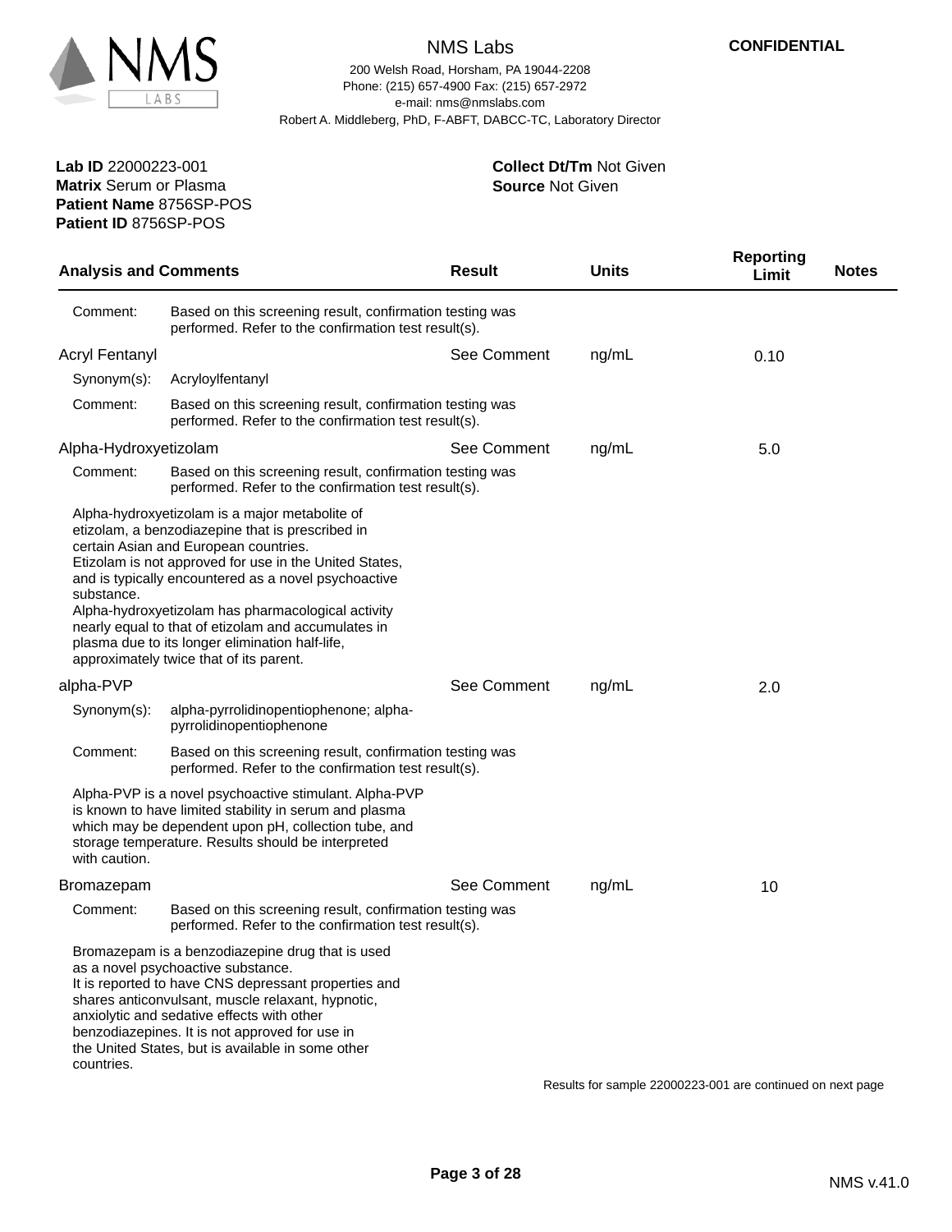NMS Labs

200 Welsh Road, Horsham, PA 19044-2208
Phone: (215) 657-4900 Fax: (215) 657-2972
e-mail: nms@nmslabs.com
Robert A. Middleberg, PhD, F-ABFT, DABCC-TC, Laboratory Director

**CONFIDENTIAL**

**Lab ID** 22000223-001
**Matrix** Serum or Plasma
**Patient Name** 8756SP-POS
**Patient ID** 8756SP-POS

**Collect Dt/Tm** Not Given
**Source** Not Given

| Analysis and Comments | | Result | Units | Reporting Limit | Notes |
|---|---|---|---|---|---|
| Comment: | Based on this screening result, confirmation testing was performed. Refer to the confirmation test result(s). | | | | |
| Acryl Fentanyl | | See Comment | ng/mL | 0.10 | |
| Synonym(s): | Acryloylfentanyl | | | | |
| Comment: | Based on this screening result, confirmation testing was performed. Refer to the confirmation test result(s). | | | | |
| Alpha-Hydroxyetizolam | | See Comment | ng/mL | 5.0 | |
| Comment: | Based on this screening result, confirmation testing was performed. Refer to the confirmation test result(s). | | | | |
| Alpha-hydroxyetizolam is a major metabolite of etizolam, a benzodiazepine that is prescribed in certain Asian and European countries. Etizolam is not approved for use in the United States, and is typically encountered as a novel psychoactive substance. Alpha-hydroxyetizolam has pharmacological activity nearly equal to that of etizolam and accumulates in plasma due to its longer elimination half-life, approximately twice that of its parent. | | | | | |
| alpha-PVP | | See Comment | ng/mL | 2.0 | |
| Synonym(s): | alpha-pyrrolidinopentiophenone; alpha-pyrrolidinopentiophenone | | | | |
| Comment: | Based on this screening result, confirmation testing was performed. Refer to the confirmation test result(s). | | | | |
| Alpha-PVP is a novel psychoactive stimulant. Alpha-PVP is known to have limited stability in serum and plasma which may be dependent upon pH, collection tube, and storage temperature. Results should be interpreted with caution. | | | | | |
| Bromazepam | | See Comment | ng/mL | 10 | |
| Comment: | Based on this screening result, confirmation testing was performed. Refer to the confirmation test result(s). | | | | |
| Bromazepam is a benzodiazepine drug that is used as a novel psychoactive substance. It is reported to have CNS depressant properties and shares anticonvulsant, muscle relaxant, hypnotic, anxiolytic and sedative effects with other benzodiazepines. It is not approved for use in the United States, but is available in some other countries. | | | | | |

Results for sample 22000223-001 are continued on next page

NMS v.41.0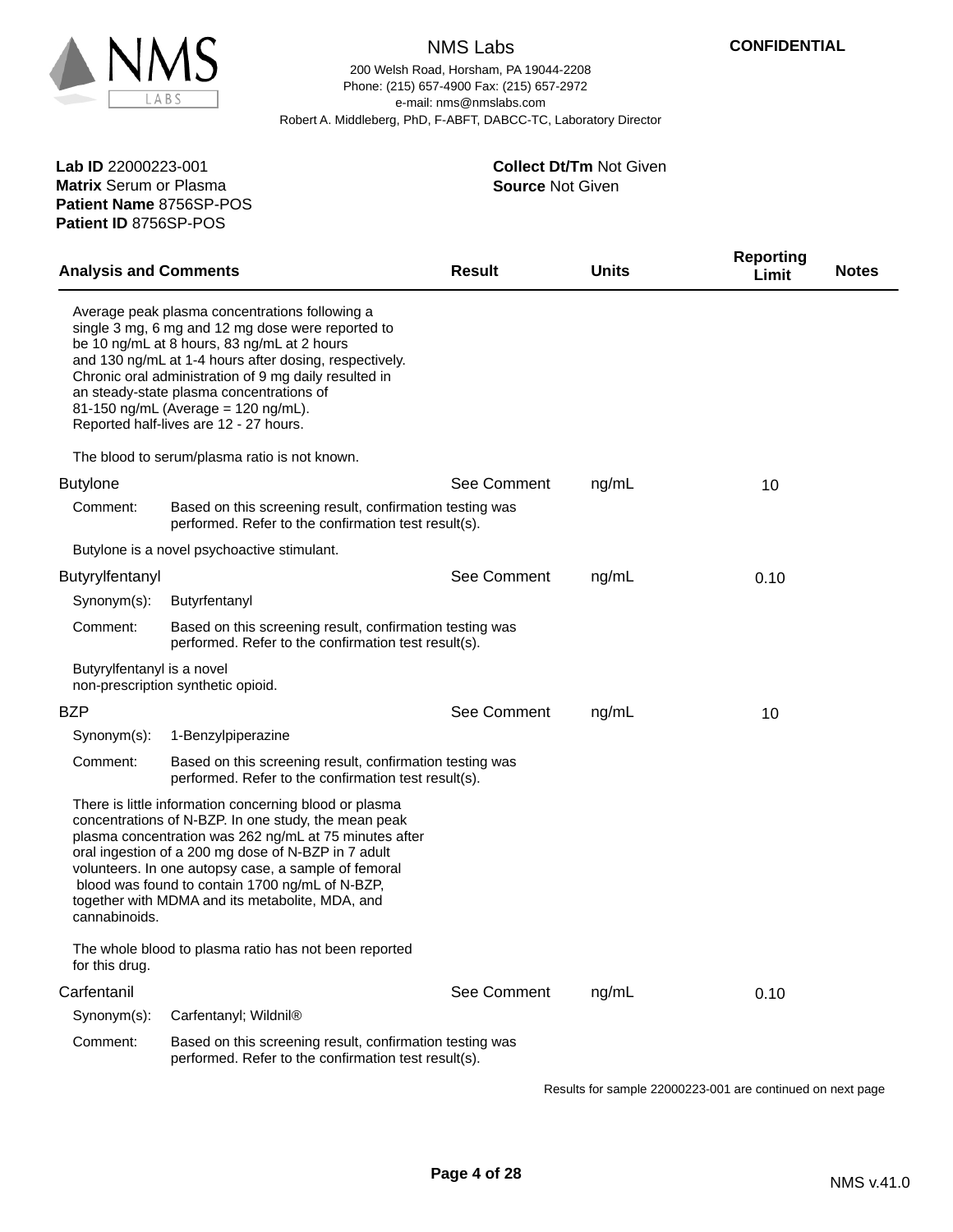**Lab ID** 22000223-001
**Matrix** Serum or Plasma
**Patient Name** 8756SP-POS
**Patient ID** 8756SP-POS

**Collect Dt/Tm** Not Given
**Source** Not Given

| Analysis and Comments | Result | Units | Reporting Limit | Notes |
|---|---|---|---|---|

Average peak plasma concentrations following a single 3 mg, 6 mg and 12 mg dose were reported to be 10 ng/mL at 8 hours, 83 ng/mL at 2 hours and 130 ng/mL at 1-4 hours after dosing, respectively. Chronic oral administration of 9 mg daily resulted in an steady-state plasma concentrations of 81-150 ng/mL (Average = 120 ng/mL). Reported half-lives are 12 - 27 hours.

The blood to serum/plasma ratio is not known.

| Analysis and Comments | Result | Units | Reporting Limit | Notes |
|---|---|---|---|---|
| Butylone | See Comment | ng/mL | 10 | |

Comment: Based on this screening result, confirmation testing was performed. Refer to the confirmation test result(s).

Butylone is a novel psychoactive stimulant.

| Analysis and Comments | Result | Units | Reporting Limit | Notes |
|---|---|---|---|---|
| Butyrylfentanyl | See Comment | ng/mL | 0.10 | |

Synonym(s): Butyrfentanyl

Comment: Based on this screening result, confirmation testing was performed. Refer to the confirmation test result(s).

Butyrylfentanyl is a novel non-prescription synthetic opioid.

| Analysis and Comments | Result | Units | Reporting Limit | Notes |
|---|---|---|---|---|
| BZP | See Comment | ng/mL | 10 | |

Synonym(s): 1-Benzylpiperazine

Comment: Based on this screening result, confirmation testing was performed. Refer to the confirmation test result(s).

There is little information concerning blood or plasma concentrations of N-BZP. In one study, the mean peak plasma concentration was 262 ng/mL at 75 minutes after oral ingestion of a 200 mg dose of N-BZP in 7 adult volunteers. In one autopsy case, a sample of femoral blood was found to contain 1700 ng/mL of N-BZP, together with MDMA and its metabolite, MDA, and cannabinoids.

The whole blood to plasma ratio has not been reported for this drug.

| Analysis and Comments | Result | Units | Reporting Limit | Notes |
|---|---|---|---|---|
| Carfentanil | See Comment | ng/mL | 0.10 | |

Synonym(s): Carfentanyl; Wildnil®

Comment: Based on this screening result, confirmation testing was performed. Refer to the confirmation test result(s).

Results for sample 22000223-001 are continued on next page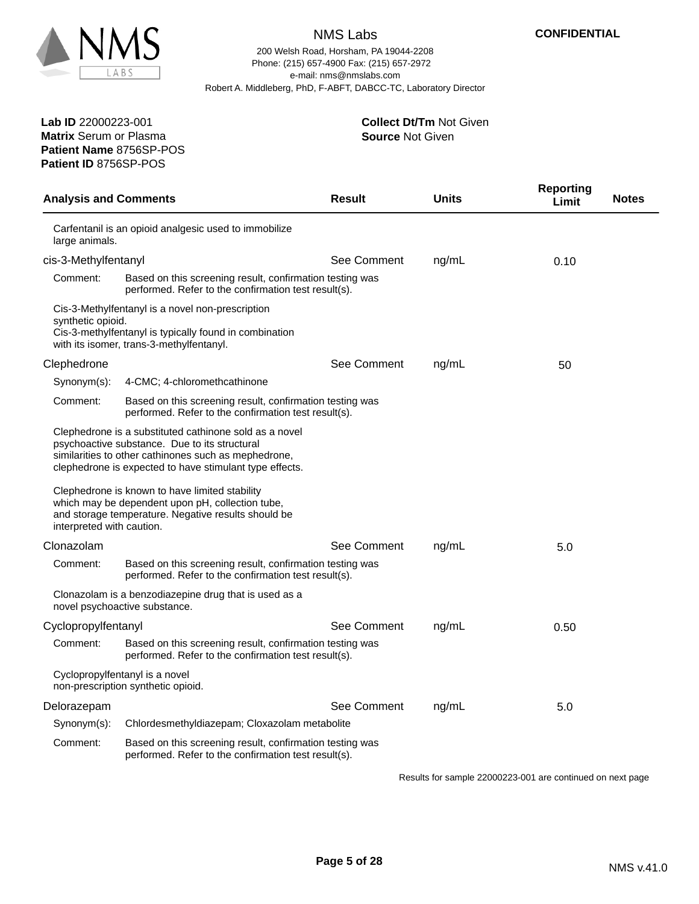NMS Labs

200 Welsh Road, Horsham, PA 19044-2208
Phone: (215) 657-4900 Fax: (215) 657-2972
e-mail: nms@nmslabs.com
Robert A. Middleberg, PhD, F-ABFT, DABCC-TC, Laboratory Director

**CONFIDENTIAL**

**Lab ID** 22000223-001
**Matrix** Serum or Plasma
**Patient Name** 8756SP-POS
**Patient ID** 8756SP-POS

**Collect Dt/Tm** Not Given
**Source** Not Given

| Analysis and Comments | Result | Units | Reporting Limit | Notes |
|---|---|---|---|---|
| Carfentanil is an opioid analgesic used to immobilize large animals. | | | | |
| cis-3-Methylfentanyl | See Comment | ng/mL | 0.10 | |
| Comment: Based on this screening result, confirmation testing was performed. Refer to the confirmation test result(s). | | | | |
| Cis-3-Methylfentanyl is a novel non-prescription synthetic opioid. Cis-3-methylfentanyl is typically found in combination with its isomer, trans-3-methylfentanyl. | | | | |
| Clephedrone | See Comment | ng/mL | 50 | |
| Synonym(s): 4-CMC; 4-chloromethcathinone | | | | |
| Comment: Based on this screening result, confirmation testing was performed. Refer to the confirmation test result(s). | | | | |
| Clephedrone is a substituted cathinone sold as a novel psychoactive substance. Due to its structural similarities to other cathinones such as mephedrone, clephedrone is expected to have stimulant type effects. Clephedrone is known to have limited stability which may be dependent upon pH, collection tube, and storage temperature. Negative results should be interpreted with caution. | | | | |
| Clonazolam | See Comment | ng/mL | 5.0 | |
| Comment: Based on this screening result, confirmation testing was performed. Refer to the confirmation test result(s). | | | | |
| Clonazolam is a benzodiazepine drug that is used as a novel psychoactive substance. | | | | |
| Cyclopropylfentanyl | See Comment | ng/mL | 0.50 | |
| Comment: Based on this screening result, confirmation testing was performed. Refer to the confirmation test result(s). | | | | |
| Cyclopropylfentanyl is a novel non-prescription synthetic opioid. | | | | |
| Delorazepam | See Comment | ng/mL | 5.0 | |
| Synonym(s): Chlordesmethyldiazepam; Cloxazolam metabolite | | | | |
| Comment: Based on this screening result, confirmation testing was performed. Refer to the confirmation test result(s). | | | | |

Results for sample 22000223-001 are continued on next page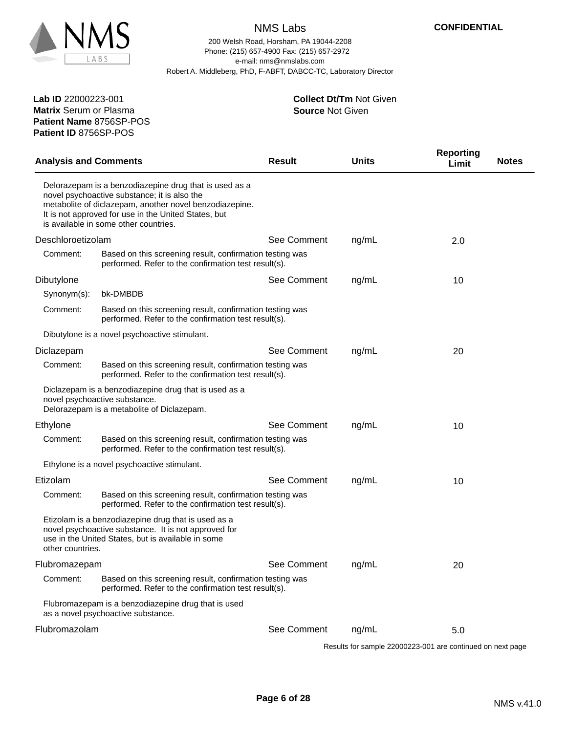NMS Labs

CONFIDENTIAL

200 Welsh Road, Horsham, PA 19044-2208
Phone: (215) 657-4900 Fax: (215) 657-2972
e-mail: nms@nmslabs.com
Robert A. Middleberg, PhD, F-ABFT, DABCC-TC, Laboratory Director

**Lab ID** 22000223-001
**Matrix** Serum or Plasma
**Patient Name** 8756SP-POS
**Patient ID** 8756SP-POS

**Collect Dt/Tm** Not Given
**Source** Not Given

| Analysis and Comments | | Result | Units | Reporting Limit | Notes |
|---|---|---|---|---|---|
| Delorazepam is a benzodiazepine drug that is used as a novel psychoactive substance; it is also the metabolite of diclazepam, another novel benzodiazepine. It is not approved for use in the United States, but is available in some other countries. | | | | | |
| Deschloroetizolam | | See Comment | ng/mL | 2.0 | |
| Comment: | Based on this screening result, confirmation testing was performed. Refer to the confirmation test result(s). | | | | |
| Dibutylone | | See Comment | ng/mL | 10 | |
| Synonym(s): | bk-DMBDB | | | | |
| Comment: | Based on this screening result, confirmation testing was performed. Refer to the confirmation test result(s). | | | | |
| Dibutylone is a novel psychoactive stimulant. | | | | | |
| Diclazepam | | See Comment | ng/mL | 20 | |
| Comment: | Based on this screening result, confirmation testing was performed. Refer to the confirmation test result(s). | | | | |
| Diclazepam is a benzodiazepine drug that is used as a novel psychoactive substance. Delorazepam is a metabolite of Diclazepam. | | | | | |
| Ethylone | | See Comment | ng/mL | 10 | |
| Comment: | Based on this screening result, confirmation testing was performed. Refer to the confirmation test result(s). | | | | |
| Ethylone is a novel psychoactive stimulant. | | | | | |
| Etizolam | | See Comment | ng/mL | 10 | |
| Comment: | Based on this screening result, confirmation testing was performed. Refer to the confirmation test result(s). | | | | |
| Etizolam is a benzodiazepine drug that is used as a novel psychoactive substance. It is not approved for use in the United States, but is available in some other countries. | | | | | |
| Flubromazepam | | See Comment | ng/mL | 20 | |
| Comment: | Based on this screening result, confirmation testing was performed. Refer to the confirmation test result(s). | | | | |
| Flubromazepam is a benzodiazepine drug that is used as a novel psychoactive substance. | | | | | |
| Flubromazolam | | See Comment | ng/mL | 5.0 | |

Results for sample 22000223-001 are continued on next page

NMS v.41.0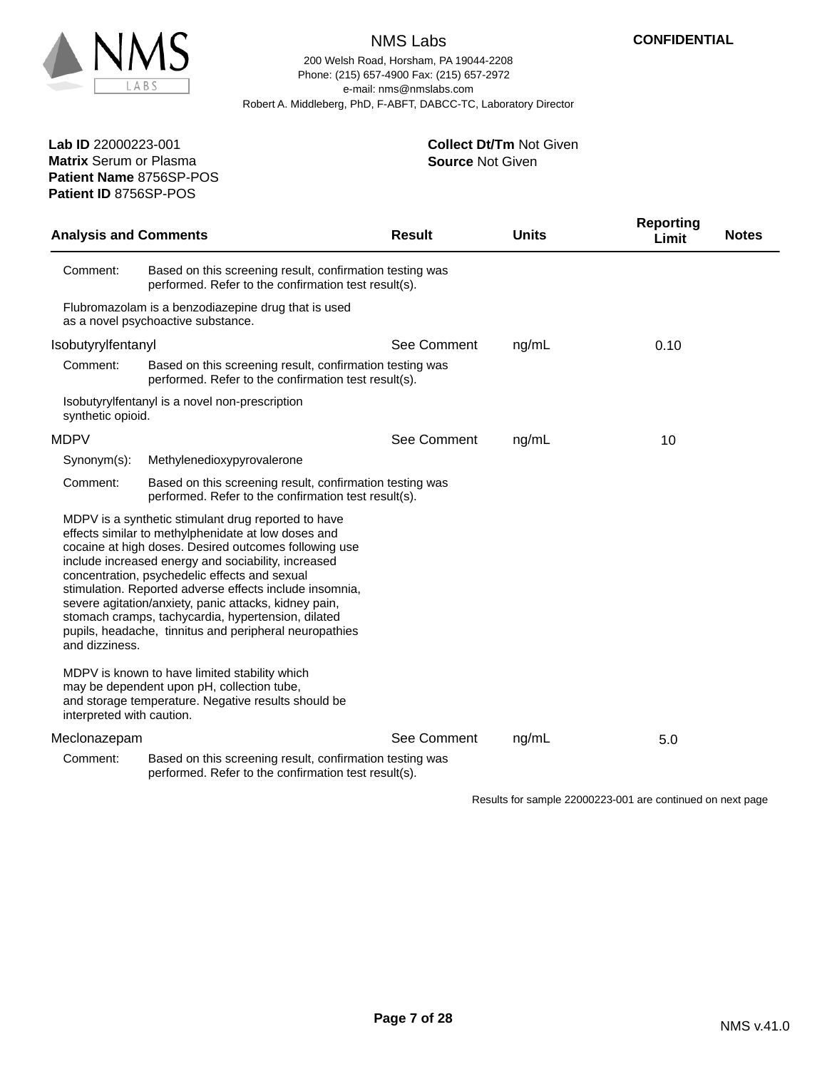**CONFIDENTIAL**

NMS Labs

200 Welsh Road, Horsham, PA 19044-2208
Phone: (215) 657-4900 Fax: (215) 657-2972
e-mail: nms@nmslabs.com
Robert A. Middleberg, PhD, F-ABFT, DABCC-TC, Laboratory Director

**Lab ID** 22000223-001
**Matrix** Serum or Plasma
**Patient Name** 8756SP-POS
**Patient ID** 8756SP-POS

**Collect Dt/Tm** Not Given
**Source** Not Given

| Analysis and Comments | Result | Units | Reporting Limit | Notes |
|---|---|---|---|---|
| Comment: Based on this screening result, confirmation testing was performed. Refer to the confirmation test result(s). | | | | |
| Flubromazolam is a benzodiazepine drug that is used as a novel psychoactive substance. | | | | |
| Isobutyrylfentanyl | See Comment | ng/mL | 0.10 | |
| Comment: Based on this screening result, confirmation testing was performed. Refer to the confirmation test result(s). | | | | |
| Isobutyrylfentanyl is a novel non-prescription synthetic opioid. | | | | |
| MDPV | See Comment | ng/mL | 10 | |
| Synonym(s): Methylenedioxypyrovalerone | | | | |
| Comment: Based on this screening result, confirmation testing was performed. Refer to the confirmation test result(s). | | | | |
| MDPV is a synthetic stimulant drug reported to have effects similar to methylphenidate at low doses and cocaine at high doses. Desired outcomes following use include increased energy and sociability, increased concentration, psychedelic effects and sexual stimulation. Reported adverse effects include insomnia, severe agitation/anxiety, panic attacks, kidney pain, stomach cramps, tachycardia, hypertension, dilated pupils, headache, tinnitus and peripheral neuropathies and dizziness. | | | | |
| MDPV is known to have limited stability which may be dependent upon pH, collection tube, and storage temperature. Negative results should be interpreted with caution. | | | | |
| Meclonazepam | See Comment | ng/mL | 5.0 | |
| Comment: Based on this screening result, confirmation testing was performed. Refer to the confirmation test result(s). | | | | |

Results for sample 22000223-001 are continued on next page

NMS v.41.0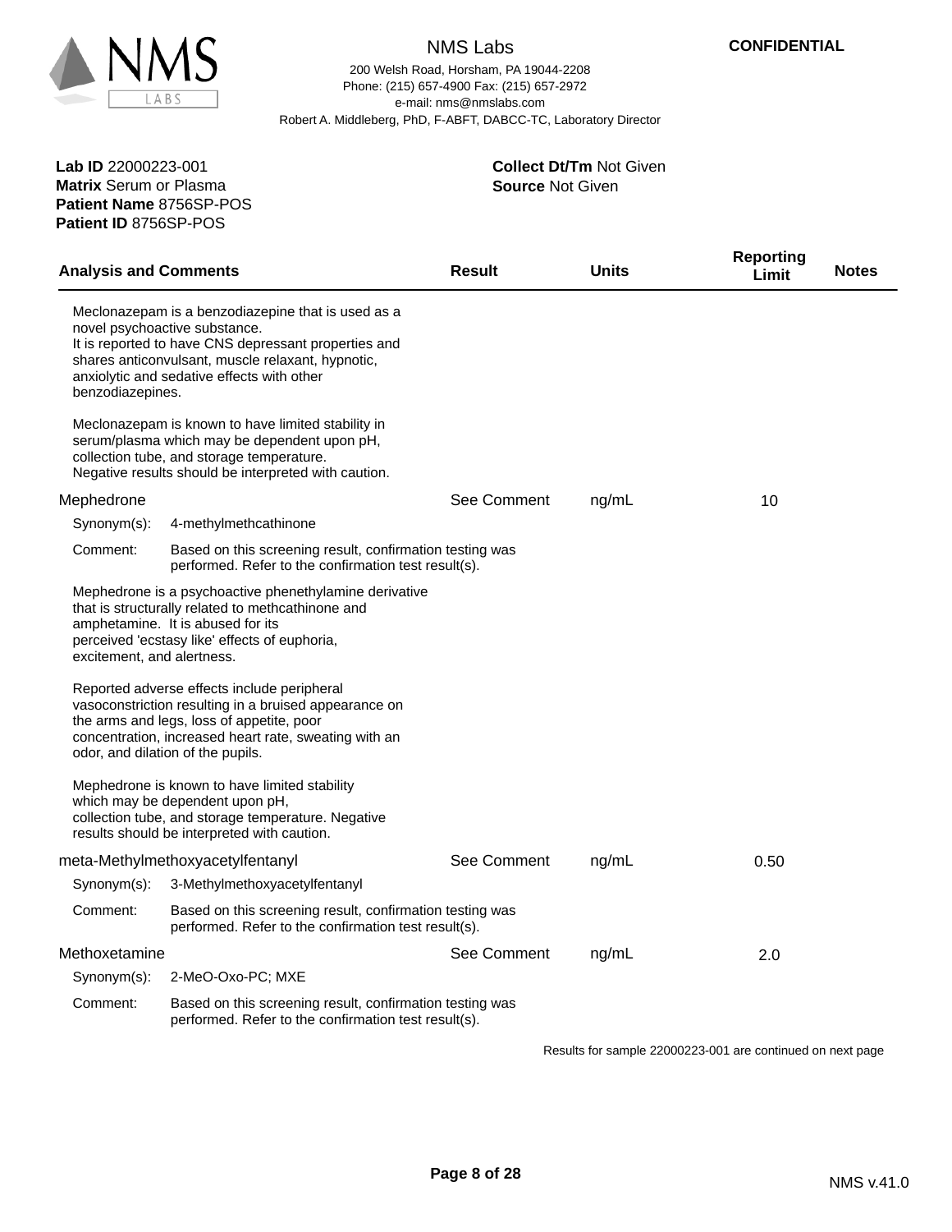NMS Labs

200 Welsh Road, Horsham, PA 19044-2208
Phone: (215) 657-4900 Fax: (215) 657-2972
e-mail: nms@nmslabs.com
Robert A. Middleberg, PhD, F-ABFT, DABCC-TC, Laboratory Director

**CONFIDENTIAL**

**Lab ID** 22000223-001
**Matrix** Serum or Plasma
**Patient Name** 8756SP-POS
**Patient ID** 8756SP-POS

**Collect Dt/Tm** Not Given
**Source** Not Given

| Analysis and Comments | Result | Units | Reporting Limit | Notes |
|---|---|---|---|---|

Meclonazepam is a benzodiazepine that is used as a novel psychoactive substance.
It is reported to have CNS depressant properties and shares anticonvulsant, muscle relaxant, hypnotic, anxiolytic and sedative effects with other benzodiazepines.

Meclonazepam is known to have limited stability in serum/plasma which may be dependent upon pH, collection tube, and storage temperature.
Negative results should be interpreted with caution.

| Analysis and Comments | Result | Units | Reporting Limit | Notes |
|---|---|---|---|---|
| Mephedrone | See Comment | ng/mL | 10 | |

Synonym(s): 4-methylmethcathinone

Comment: Based on this screening result, confirmation testing was performed. Refer to the confirmation test result(s).

Mephedrone is a psychoactive phenethylamine derivative that is structurally related to methcathinone and amphetamine. It is abused for its perceived 'ecstasy like' effects of euphoria, excitement, and alertness.

Reported adverse effects include peripheral vasoconstriction resulting in a bruised appearance on the arms and legs, loss of appetite, poor concentration, increased heart rate, sweating with an odor, and dilation of the pupils.

Mephedrone is known to have limited stability which may be dependent upon pH, collection tube, and storage temperature. Negative results should be interpreted with caution.

| Analysis and Comments | Result | Units | Reporting Limit | Notes |
|---|---|---|---|---|
| meta-Methylmethoxyacetylfentanyl | See Comment | ng/mL | 0.50 | |

Synonym(s): 3-Methylmethoxyacetylfentanyl

Comment: Based on this screening result, confirmation testing was performed. Refer to the confirmation test result(s).

| Analysis and Comments | Result | Units | Reporting Limit | Notes |
|---|---|---|---|---|
| Methoxetamine | See Comment | ng/mL | 2.0 | |

Synonym(s): 2-MeO-Oxo-PC; MXE

Comment: Based on this screening result, confirmation testing was performed. Refer to the confirmation test result(s).

Results for sample 22000223-001 are continued on next page

NMS v.41.0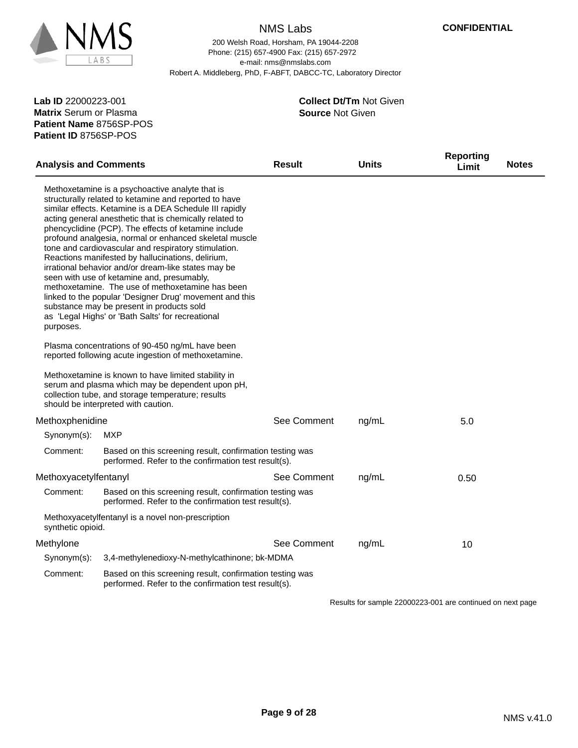**CONFIDENTIAL**

NMS Labs

200 Welsh Road, Horsham, PA 19044-2208
Phone: (215) 657-4900 Fax: (215) 657-2972
e-mail: nms@nmslabs.com
Robert A. Middleberg, PhD, F-ABFT, DABCC-TC, Laboratory Director

**Lab ID** 22000223-001
**Matrix** Serum or Plasma
**Patient Name** 8756SP-POS
**Patient ID** 8756SP-POS

**Collect Dt/Tm** Not Given
**Source** Not Given

| Analysis and Comments | Result | Units | Reporting Limit | Notes |
|---|---|---|---|---|

Methoxetamine is a psychoactive analyte that is structurally related to ketamine and reported to have similar effects. Ketamine is a DEA Schedule III rapidly acting general anesthetic that is chemically related to phencyclidine (PCP). The effects of ketamine include profound analgesia, normal or enhanced skeletal muscle tone and cardiovascular and respiratory stimulation. Reactions manifested by hallucinations, delirium, irrational behavior and/or dream-like states may be seen with use of ketamine and, presumably, methoxetamine. The use of methoxetamine has been linked to the popular 'Designer Drug' movement and this substance may be present in products sold as 'Legal Highs' or 'Bath Salts' for recreational purposes.

Plasma concentrations of 90-450 ng/mL have been reported following acute ingestion of methoxetamine.

Methoxetamine is known to have limited stability in serum and plasma which may be dependent upon pH, collection tube, and storage temperature; results should be interpreted with caution.

| Analysis and Comments | Result | Units | Reporting Limit | Notes |
|---|---|---|---|---|
| Methoxphenidine | See Comment | ng/mL | 5.0 | |

Synonym(s): MXP

Comment: Based on this screening result, confirmation testing was performed. Refer to the confirmation test result(s).

| Analysis and Comments | Result | Units | Reporting Limit | Notes |
|---|---|---|---|---|
| Methoxyacetylfentanyl | See Comment | ng/mL | 0.50 | |

Comment: Based on this screening result, confirmation testing was performed. Refer to the confirmation test result(s).

Methoxyacetylfentanyl is a novel non-prescription synthetic opioid.

| Analysis and Comments | Result | Units | Reporting Limit | Notes |
|---|---|---|---|---|
| Methylone | See Comment | ng/mL | 10 | |

Synonym(s): 3,4-methylenedioxy-N-methylcathinone; bk-MDMA

Comment: Based on this screening result, confirmation testing was performed. Refer to the confirmation test result(s).

Results for sample 22000223-001 are continued on next page

NMS v.41.0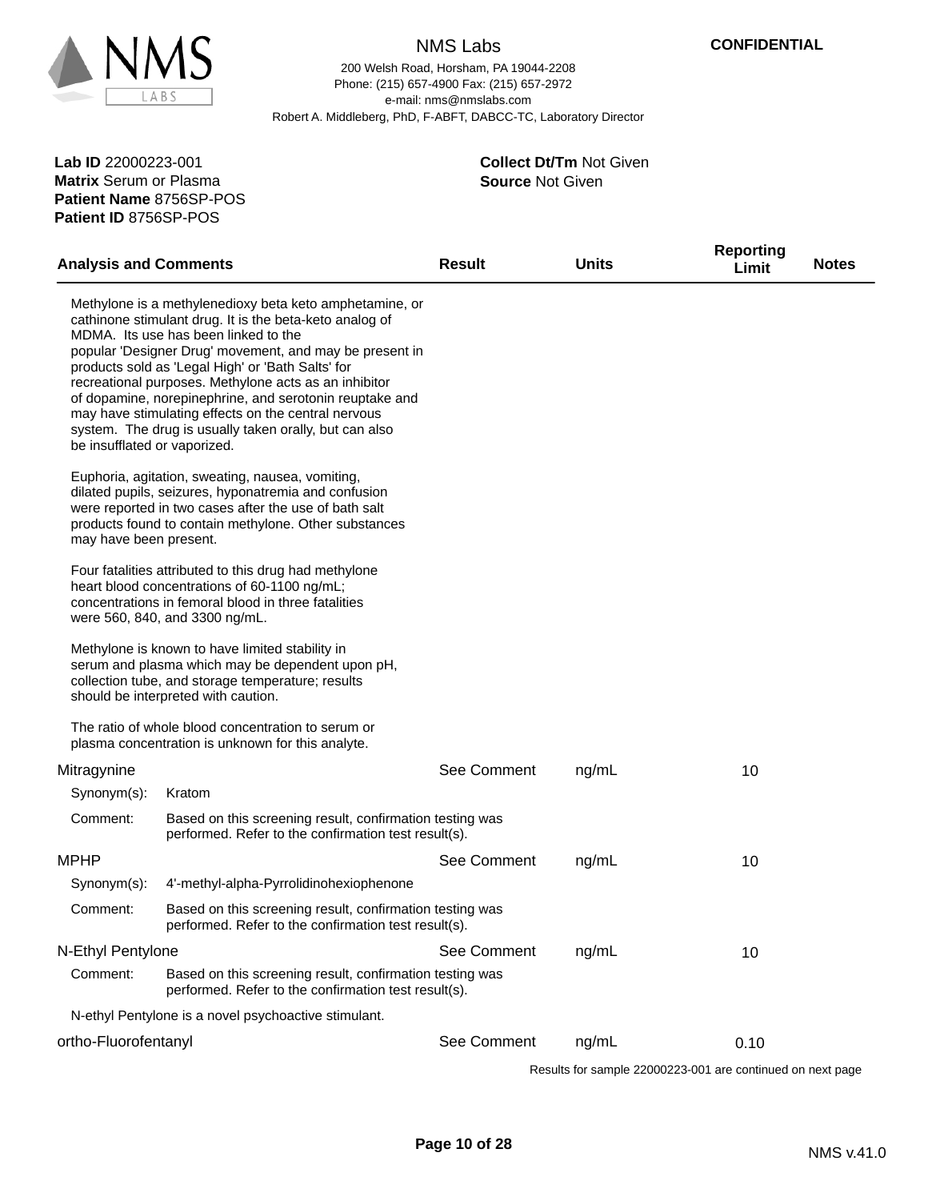NMS Labs

200 Welsh Road, Horsham, PA 19044-2208
Phone: (215) 657-4900 Fax: (215) 657-2972
e-mail: nms@nmslabs.com
Robert A. Middleberg, PhD, F-ABFT, DABCC-TC, Laboratory Director

**CONFIDENTIAL**

**Lab ID** 22000223-001
**Matrix** Serum or Plasma
**Patient Name** 8756SP-POS
**Patient ID** 8756SP-POS

**Collect Dt/Tm** Not Given
**Source** Not Given

| Analysis and Comments | Result | Units | Reporting Limit | Notes |
|---|---|---|---|---|

Methylone is a methylenedioxy beta keto amphetamine, or cathinone stimulant drug. It is the beta-keto analog of MDMA. Its use has been linked to the popular 'Designer Drug' movement, and may be present in products sold as 'Legal High' or 'Bath Salts' for recreational purposes. Methylone acts as an inhibitor of dopamine, norepinephrine, and serotonin reuptake and may have stimulating effects on the central nervous system. The drug is usually taken orally, but can also be insufflated or vaporized.

Euphoria, agitation, sweating, nausea, vomiting, dilated pupils, seizures, hyponatremia and confusion were reported in two cases after the use of bath salt products found to contain methylone. Other substances may have been present.

Four fatalities attributed to this drug had methylone heart blood concentrations of 60-1100 ng/mL; concentrations in femoral blood in three fatalities were 560, 840, and 3300 ng/mL.

Methylone is known to have limited stability in serum and plasma which may be dependent upon pH, collection tube, and storage temperature; results should be interpreted with caution.

The ratio of whole blood concentration to serum or plasma concentration is unknown for this analyte.

| Analysis and Comments | Result | Units | Reporting Limit | Notes |
|---|---|---|---|---|
| Mitragynine | See Comment | ng/mL | 10 | |

Synonym(s): Kratom

Comment: Based on this screening result, confirmation testing was performed. Refer to the confirmation test result(s).

| Analysis and Comments | Result | Units | Reporting Limit | Notes |
|---|---|---|---|---|
| MPHP | See Comment | ng/mL | 10 | |

Synonym(s): 4'-methyl-alpha-Pyrrolidinohexiophenone

Comment: Based on this screening result, confirmation testing was performed. Refer to the confirmation test result(s).

| Analysis and Comments | Result | Units | Reporting Limit | Notes |
|---|---|---|---|---|
| N-Ethyl Pentylone | See Comment | ng/mL | 10 | |

Comment: Based on this screening result, confirmation testing was performed. Refer to the confirmation test result(s).

N-ethyl Pentylone is a novel psychoactive stimulant.

| Analysis and Comments | Result | Units | Reporting Limit | Notes |
|---|---|---|---|---|
| ortho-Fluorofentanyl | See Comment | ng/mL | 0.10 | |

Results for sample 22000223-001 are continued on next page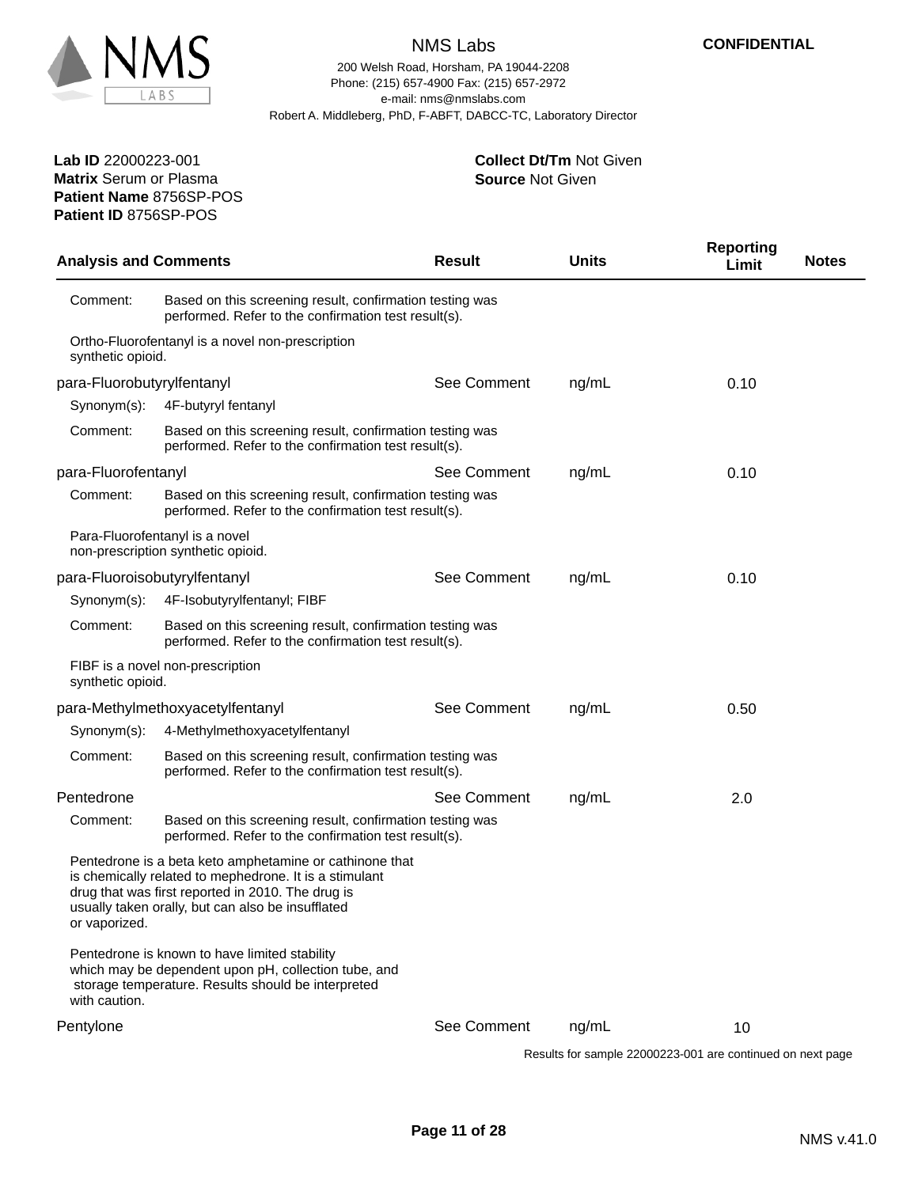NMS Labs

200 Welsh Road, Horsham, PA 19044-2208
Phone: (215) 657-4900 Fax: (215) 657-2972
e-mail: nms@nmslabs.com
Robert A. Middleberg, PhD, F-ABFT, DABCC-TC, Laboratory Director

**CONFIDENTIAL**

**Lab ID** 22000223-001
**Matrix** Serum or Plasma
**Patient Name** 8756SP-POS
**Patient ID** 8756SP-POS

**Collect Dt/Tm** Not Given
**Source** Not Given

| Analysis and Comments | | Result | Units | Reporting Limit | Notes |
|---|---|---|---|---|---|
| Comment: | Based on this screening result, confirmation testing was performed. Refer to the confirmation test result(s). | | | | |
| Ortho-Fluorofentanyl is a novel non-prescription synthetic opioid. | | | | | |
| para-Fluorobutyrylfentanyl | | See Comment | ng/mL | 0.10 | |
| Synonym(s): | 4F-butyryl fentanyl | | | | |
| Comment: | Based on this screening result, confirmation testing was performed. Refer to the confirmation test result(s). | | | | |
| para-Fluorofentanyl | | See Comment | ng/mL | 0.10 | |
| Comment: | Based on this screening result, confirmation testing was performed. Refer to the confirmation test result(s). | | | | |
| Para-Fluorofentanyl is a novel non-prescription synthetic opioid. | | | | | |
| para-Fluoroisobutyrylfentanyl | | See Comment | ng/mL | 0.10 | |
| Synonym(s): | 4F-Isobutyrylfentanyl; FIBF | | | | |
| Comment: | Based on this screening result, confirmation testing was performed. Refer to the confirmation test result(s). | | | | |
| FIBF is a novel non-prescription synthetic opioid. | | | | | |
| para-Methylmethoxyacetylfentanyl | | See Comment | ng/mL | 0.50 | |
| Synonym(s): | 4-Methylmethoxyacetylfentanyl | | | | |
| Comment: | Based on this screening result, confirmation testing was performed. Refer to the confirmation test result(s). | | | | |
| Pentedrone | | See Comment | ng/mL | 2.0 | |
| Comment: | Based on this screening result, confirmation testing was performed. Refer to the confirmation test result(s). | | | | |
| Pentedrone is a beta keto amphetamine or cathinone that is chemically related to mephedrone. It is a stimulant drug that was first reported in 2010. The drug is usually taken orally, but can also be insufflated or vaporized. | | | | | |
| Pentedrone is known to have limited stability which may be dependent upon pH, collection tube, and storage temperature. Results should be interpreted with caution. | | | | | |
| Pentylone | | See Comment | ng/mL | 10 | |

Results for sample 22000223-001 are continued on next page

NMS v.41.0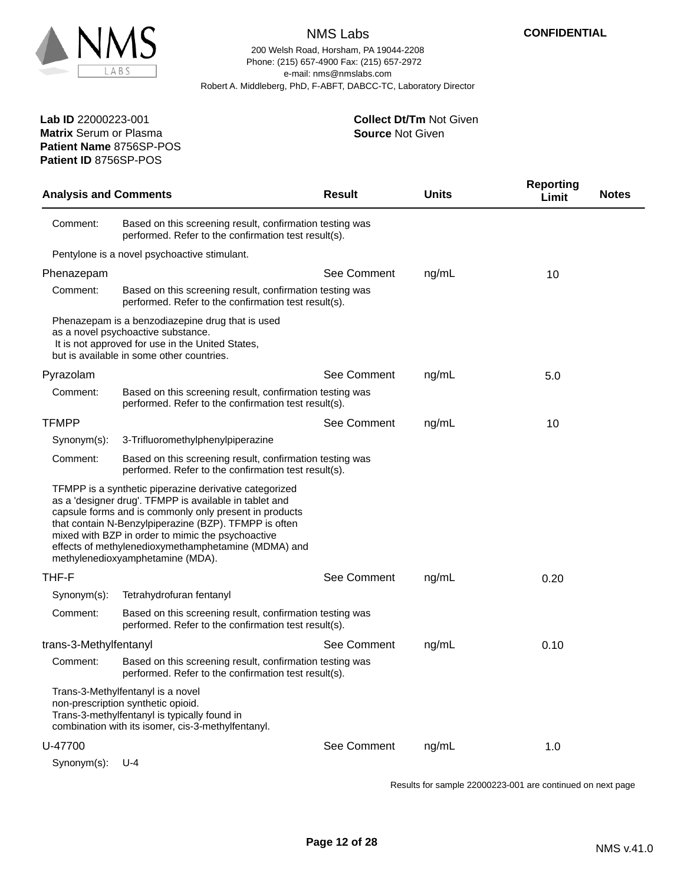**CONFIDENTIAL**

NMS Labs
200 Welsh Road, Horsham, PA 19044-2208
Phone: (215) 657-4900 Fax: (215) 657-2972
e-mail: nms@nmslabs.com
Robert A. Middleberg, PhD, F-ABFT, DABCC-TC, Laboratory Director

**Lab ID** 22000223-001
**Matrix** Serum or Plasma
**Patient Name** 8756SP-POS
**Patient ID** 8756SP-POS

**Collect Dt/Tm** Not Given
**Source** Not Given

| Analysis and Comments | | Result | Units | Reporting Limit | Notes |
|---|---|---|---|---|---|
| Comment: | Based on this screening result, confirmation testing was performed. Refer to the confirmation test result(s). | | | | |
| Pentylone is a novel psychoactive stimulant. | | | | | |
| Phenazepam | | See Comment | ng/mL | 10 | |
| Comment: | Based on this screening result, confirmation testing was performed. Refer to the confirmation test result(s). | | | | |
| Phenazepam is a benzodiazepine drug that is used as a novel psychoactive substance. It is not approved for use in the United States, but is available in some other countries. | | | | | |
| Pyrazolam | | See Comment | ng/mL | 5.0 | |
| Comment: | Based on this screening result, confirmation testing was performed. Refer to the confirmation test result(s). | | | | |
| TFMPP | | See Comment | ng/mL | 10 | |
| Synonym(s): | 3-Trifluoromethylphenylpiperazine | | | | |
| Comment: | Based on this screening result, confirmation testing was performed. Refer to the confirmation test result(s). | | | | |
| TFMPP is a synthetic piperazine derivative categorized as a 'designer drug'. TFMPP is available in tablet and capsule forms and is commonly only present in products that contain N-Benzylpiperazine (BZP). TFMPP is often mixed with BZP in order to mimic the psychoactive effects of methylenedioxymethamphetamine (MDMA) and methylenedioxyamphetamine (MDA). | | | | | |
| THF-F | | See Comment | ng/mL | 0.20 | |
| Synonym(s): | Tetrahydrofuran fentanyl | | | | |
| Comment: | Based on this screening result, confirmation testing was performed. Refer to the confirmation test result(s). | | | | |
| trans-3-Methylfentanyl | | See Comment | ng/mL | 0.10 | |
| Comment: | Based on this screening result, confirmation testing was performed. Refer to the confirmation test result(s). | | | | |
| Trans-3-Methylfentanyl is a novel non-prescription synthetic opioid. Trans-3-methylfentanyl is typically found in combination with its isomer, cis-3-methylfentanyl. | | | | | |
| U-47700 | | See Comment | ng/mL | 1.0 | |
| Synonym(s): | U-4 | | | | |

Results for sample 22000223-001 are continued on next page

NMS v.41.0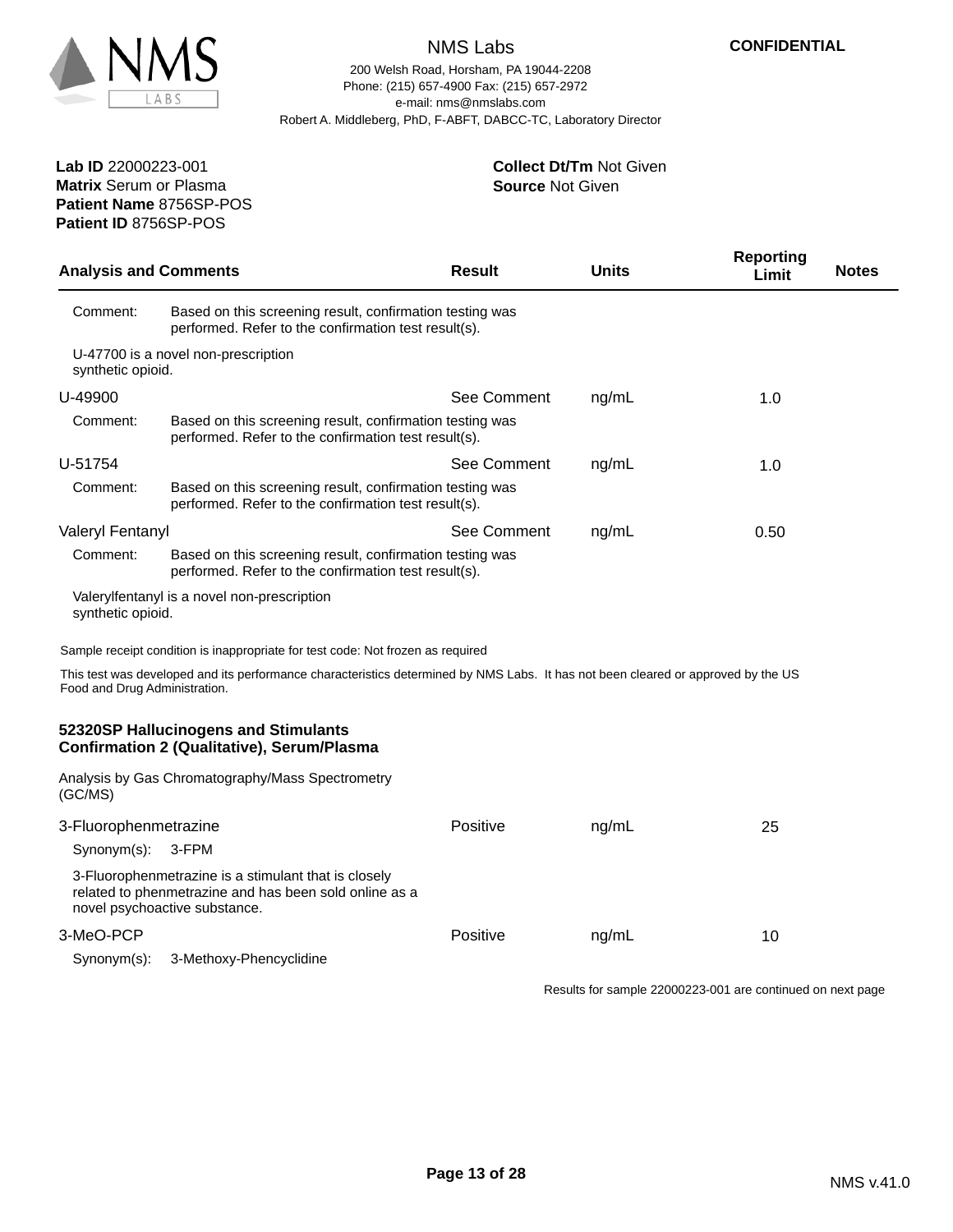**Lab ID** 22000223-001
**Matrix** Serum or Plasma
**Patient Name** 8756SP-POS
**Patient ID** 8756SP-POS

**Collect Dt/Tm** Not Given
**Source** Not Given

| Analysis and Comments | Result | Units | Reporting Limit | Notes |
|---|---|---|---|---|
| Comment: Based on this screening result, confirmation testing was performed. Refer to the confirmation test result(s). | | | | |
| U-47700 is a novel non-prescription synthetic opioid. | | | | |
| U-49900 | See Comment | ng/mL | 1.0 | |
| Comment: Based on this screening result, confirmation testing was performed. Refer to the confirmation test result(s). | | | | |
| U-51754 | See Comment | ng/mL | 1.0 | |
| Comment: Based on this screening result, confirmation testing was performed. Refer to the confirmation test result(s). | | | | |
| Valeryl Fentanyl | See Comment | ng/mL | 0.50 | |
| Comment: Based on this screening result, confirmation testing was performed. Refer to the confirmation test result(s). | | | | |
| Valerylfentanyl is a novel non-prescription synthetic opioid. | | | | |

Sample receipt condition is inappropriate for test code: Not frozen as required

This test was developed and its performance characteristics determined by NMS Labs. It has not been cleared or approved by the US Food and Drug Administration.

**52320SP Hallucinogens and Stimulants Confirmation 2 (Qualitative), Serum/Plasma**

Analysis by Gas Chromatography/Mass Spectrometry (GC/MS)

| Analysis and Comments | Result | Units | Reporting Limit | Notes |
|---|---|---|---|---|
| 3-Fluorophenmetrazine | Positive | ng/mL | 25 | |
| Synonym(s): 3-FPM | | | | |
| 3-Fluorophenmetrazine is a stimulant that is closely related to phenmetrazine and has been sold online as a novel psychoactive substance. | | | | |
| 3-MeO-PCP | Positive | ng/mL | 10 | |
| Synonym(s): 3-Methoxy-Phencyclidine | | | | |

Results for sample 22000223-001 are continued on next page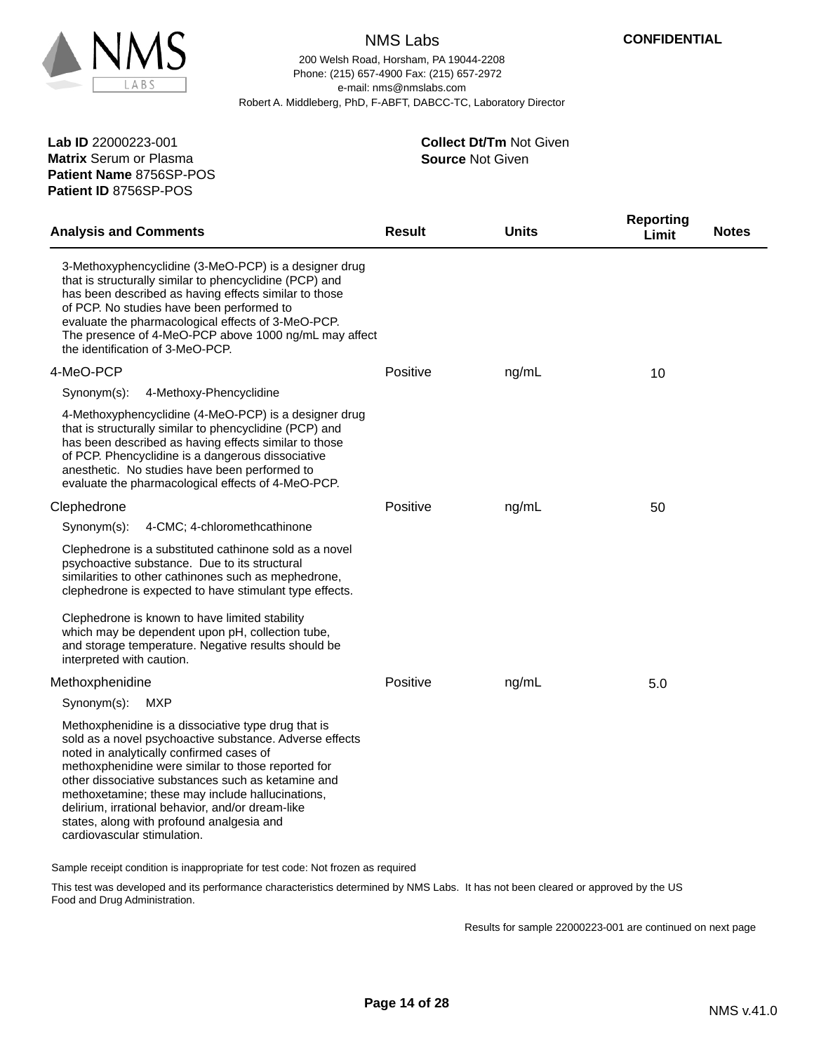NMS Labs

200 Welsh Road, Horsham, PA 19044-2208
Phone: (215) 657-4900 Fax: (215) 657-2972
e-mail: nms@nmslabs.com
Robert A. Middleberg, PhD, F-ABFT, DABCC-TC, Laboratory Director

**CONFIDENTIAL**

**Lab ID** 22000223-001
**Matrix** Serum or Plasma
**Patient Name** 8756SP-POS
**Patient ID** 8756SP-POS

**Collect Dt/Tm** Not Given
**Source** Not Given

| Analysis and Comments | Result | Units | Reporting Limit | Notes |
|---|---|---|---|---|
| 3-Methoxyphencyclidine (3-MeO-PCP) is a designer drug that is structurally similar to phencyclidine (PCP) and has been described as having effects similar to those of PCP. No studies have been performed to evaluate the pharmacological effects of 3-MeO-PCP. The presence of 4-MeO-PCP above 1000 ng/mL may affect the identification of 3-MeO-PCP. | | | | |
| 4-MeO-PCP | Positive | ng/mL | 10 | |
| Synonym(s): 4-Methoxy-Phencyclidine | | | | |
| 4-Methoxyphencyclidine (4-MeO-PCP) is a designer drug that is structurally similar to phencyclidine (PCP) and has been described as having effects similar to those of PCP. Phencyclidine is a dangerous dissociative anesthetic. No studies have been performed to evaluate the pharmacological effects of 4-MeO-PCP. | | | | |
| Clephedrone | Positive | ng/mL | 50 | |
| Synonym(s): 4-CMC; 4-chloromethcathinone | | | | |
| Clephedrone is a substituted cathinone sold as a novel psychoactive substance. Due to its structural similarities to other cathinones such as mephedrone, clephedrone is expected to have stimulant type effects.<br><br>Clephedrone is known to have limited stability which may be dependent upon pH, collection tube, and storage temperature. Negative results should be interpreted with caution. | | | | |
| Methoxphenidine | Positive | ng/mL | 5.0 | |
| Synonym(s): MXP | | | | |
| Methoxphenidine is a dissociative type drug that is sold as a novel psychoactive substance. Adverse effects noted in analytically confirmed cases of methoxphenidine were similar to those reported for other dissociative substances such as ketamine and methoxetamine; these may include hallucinations, delirium, irrational behavior, and/or dream-like states, along with profound analgesia and cardiovascular stimulation. | | | | |

Sample receipt condition is inappropriate for test code: Not frozen as required

This test was developed and its performance characteristics determined by NMS Labs. It has not been cleared or approved by the US Food and Drug Administration.

Results for sample 22000223-001 are continued on next page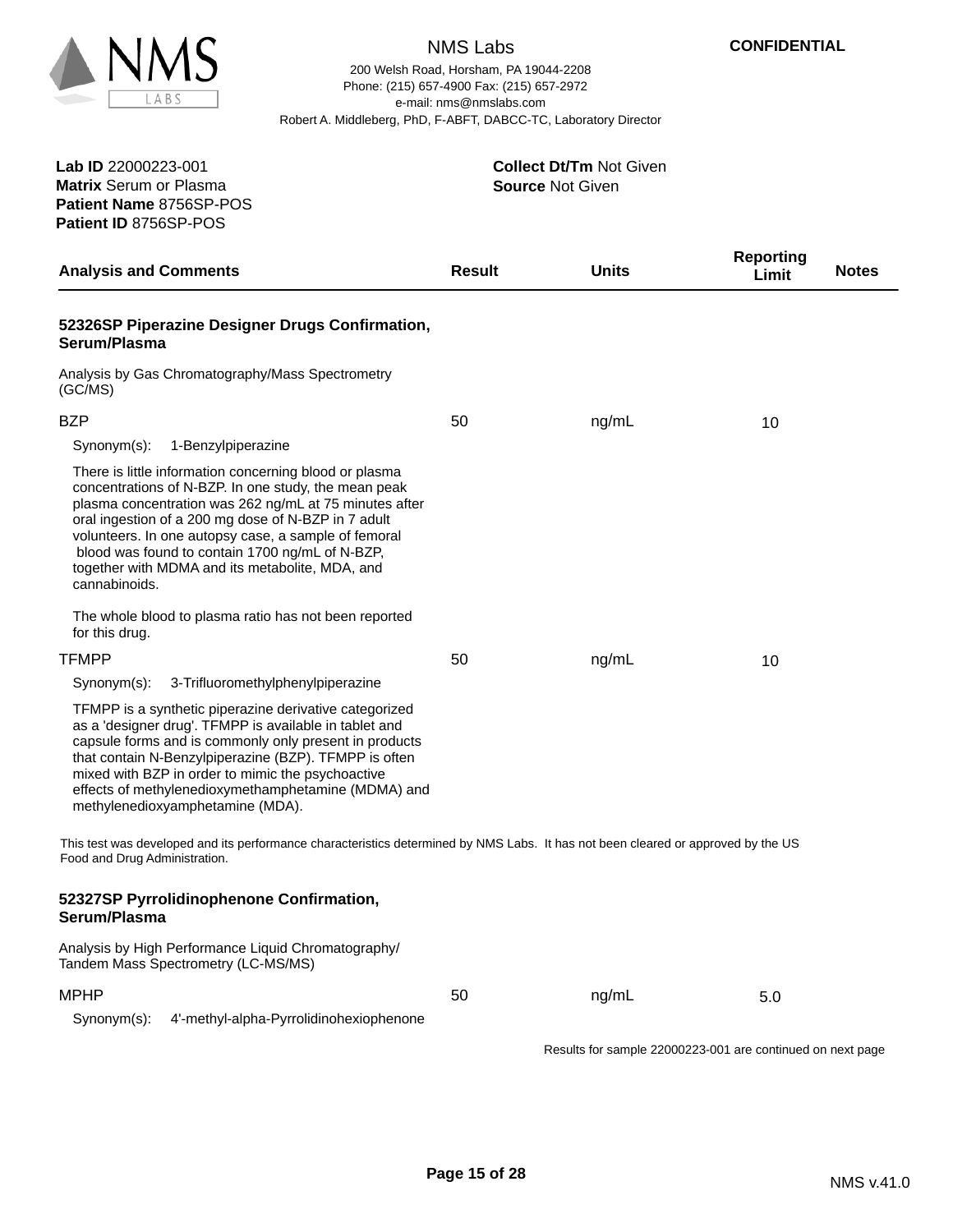**NMS Labs**

200 Welsh Road, Horsham, PA 19044-2208
Phone: (215) 657-4900 Fax: (215) 657-2972
e-mail: nms@nmslabs.com
Robert A. Middleberg, PhD, F-ABFT, DABCC-TC, Laboratory Director

**CONFIDENTIAL**

**Lab ID** 22000223-001
**Matrix** Serum or Plasma
**Patient Name** 8756SP-POS
**Patient ID** 8756SP-POS

**Collect Dt/Tm** Not Given
**Source** Not Given

| Analysis and Comments | Result | Units | Reporting Limit | Notes |
|---|---|---|---|---|

### 52326SP Piperazine Designer Drugs Confirmation, Serum/Plasma

Analysis by Gas Chromatography/Mass Spectrometry (GC/MS)

| Analysis and Comments | Result | Units | Reporting Limit | Notes |
|---|---|---|---|---|
| BZP | 50 | ng/mL | 10 | |

Synonym(s): 1-Benzylpiperazine

There is little information concerning blood or plasma concentrations of N-BZP. In one study, the mean peak plasma concentration was 262 ng/mL at 75 minutes after oral ingestion of a 200 mg dose of N-BZP in 7 adult volunteers. In one autopsy case, a sample of femoral blood was found to contain 1700 ng/mL of N-BZP, together with MDMA and its metabolite, MDA, and cannabinoids.

The whole blood to plasma ratio has not been reported for this drug.

| Analysis and Comments | Result | Units | Reporting Limit | Notes |
|---|---|---|---|---|
| TFMPP | 50 | ng/mL | 10 | |

Synonym(s): 3-Trifluoromethylphenylpiperazine

TFMPP is a synthetic piperazine derivative categorized as a 'designer drug'. TFMPP is available in tablet and capsule forms and is commonly only present in products that contain N-Benzylpiperazine (BZP). TFMPP is often mixed with BZP in order to mimic the psychoactive effects of methylenedioxymethamphetamine (MDMA) and methylenedioxyamphetamine (MDA).

This test was developed and its performance characteristics determined by NMS Labs. It has not been cleared or approved by the US Food and Drug Administration.

### 52327SP Pyrrolidinophenone Confirmation, Serum/Plasma

Analysis by High Performance Liquid Chromatography/ Tandem Mass Spectrometry (LC-MS/MS)

| Analysis and Comments | Result | Units | Reporting Limit | Notes |
|---|---|---|---|---|
| MPHP | 50 | ng/mL | 5.0 | |

Synonym(s): 4'-methyl-alpha-Pyrrolidinohexiophenone

Results for sample 22000223-001 are continued on next page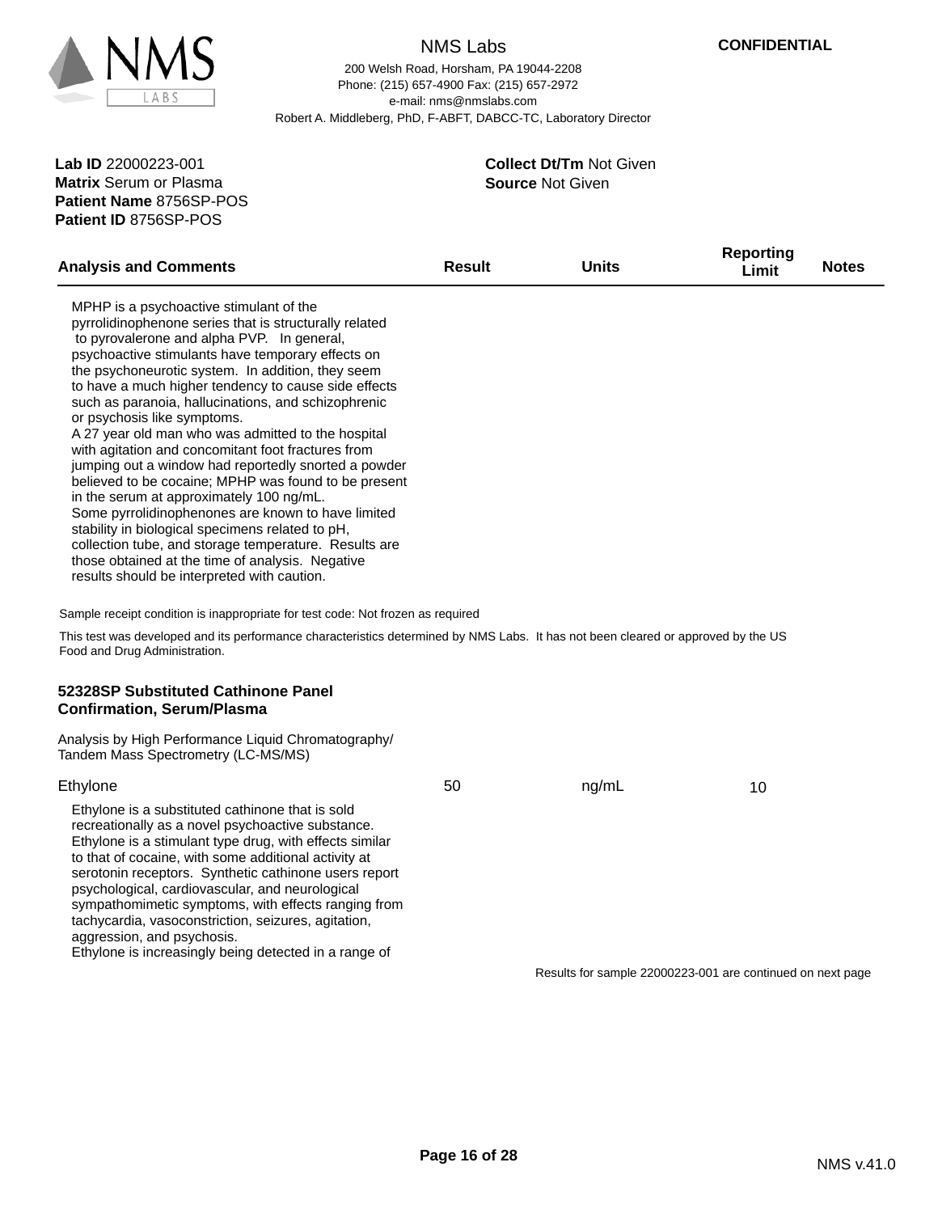NMS Labs

CONFIDENTIAL

200 Welsh Road, Horsham, PA 19044-2208
Phone: (215) 657-4900 Fax: (215) 657-2972
e-mail: nms@nmslabs.com
Robert A. Middleberg, PhD, F-ABFT, DABCC-TC, Laboratory Director

**Lab ID** 22000223-001
**Matrix** Serum or Plasma
**Patient Name** 8756SP-POS
**Patient ID** 8756SP-POS

**Collect Dt/Tm** Not Given
**Source** Not Given

| Analysis and Comments | Result | Units | Reporting Limit | Notes |
|---|---|---|---|---|

MPHP is a psychoactive stimulant of the pyrrolidinophenone series that is structurally related to pyrovalerone and alpha PVP. In general, psychoactive stimulants have temporary effects on the psychoneurotic system. In addition, they seem to have a much higher tendency to cause side effects such as paranoia, hallucinations, and schizophrenic or psychosis like symptoms.
A 27 year old man who was admitted to the hospital with agitation and concomitant foot fractures from jumping out a window had reportedly snorted a powder believed to be cocaine; MPHP was found to be present in the serum at approximately 100 ng/mL.
Some pyrrolidinophenones are known to have limited stability in biological specimens related to pH, collection tube, and storage temperature. Results are those obtained at the time of analysis. Negative results should be interpreted with caution.

Sample receipt condition is inappropriate for test code: Not frozen as required

This test was developed and its performance characteristics determined by NMS Labs. It has not been cleared or approved by the US Food and Drug Administration.

**52328SP Substituted Cathinone Panel Confirmation, Serum/Plasma**

Analysis by High Performance Liquid Chromatography/ Tandem Mass Spectrometry (LC-MS/MS)

| Analysis and Comments | Result | Units | Reporting Limit | Notes |
|---|---|---|---|---|
| Ethylone | 50 | ng/mL | 10 | |

Ethylone is a substituted cathinone that is sold recreationally as a novel psychoactive substance. Ethylone is a stimulant type drug, with effects similar to that of cocaine, with some additional activity at serotonin receptors. Synthetic cathinone users report psychological, cardiovascular, and neurological sympathomimetic symptoms, with effects ranging from tachycardia, vasoconstriction, seizures, agitation, aggression, and psychosis.
Ethylone is increasingly being detected in a range of

Results for sample 22000223-001 are continued on next page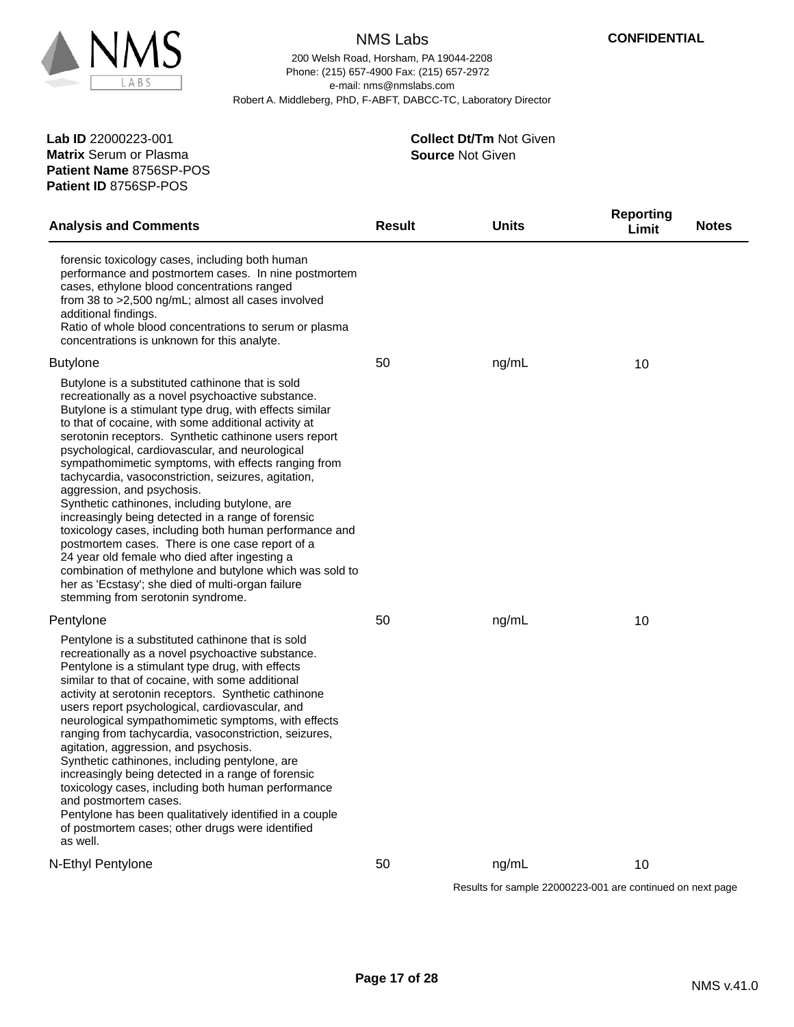**CONFIDENTIAL**

NMS Labs
200 Welsh Road, Horsham, PA 19044-2208
Phone: (215) 657-4900 Fax: (215) 657-2972
e-mail: nms@nmslabs.com
Robert A. Middleberg, PhD, F-ABFT, DABCC-TC, Laboratory Director

**Lab ID** 22000223-001
**Matrix** Serum or Plasma
**Patient Name** 8756SP-POS
**Patient ID** 8756SP-POS

**Collect Dt/Tm** Not Given
**Source** Not Given

| Analysis and Comments | Result | Units | Reporting Limit | Notes |
|---|---|---|---|---|
| forensic toxicology cases, including both human performance and postmortem cases. In nine postmortem cases, ethylone blood concentrations ranged from 38 to >2,500 ng/mL; almost all cases involved additional findings. Ratio of whole blood concentrations to serum or plasma concentrations is unknown for this analyte. | | | | |
| Butylone | 50 | ng/mL | 10 | |
| Butylone is a substituted cathinone that is sold recreationally as a novel psychoactive substance. Butylone is a stimulant type drug, with effects similar to that of cocaine, with some additional activity at serotonin receptors. Synthetic cathinone users report psychological, cardiovascular, and neurological sympathomimetic symptoms, with effects ranging from tachycardia, vasoconstriction, seizures, agitation, aggression, and psychosis. Synthetic cathinones, including butylone, are increasingly being detected in a range of forensic toxicology cases, including both human performance and postmortem cases. There is one case report of a 24 year old female who died after ingesting a combination of methylone and butylone which was sold to her as 'Ecstasy'; she died of multi-organ failure stemming from serotonin syndrome. | | | | |
| Pentylone | 50 | ng/mL | 10 | |
| Pentylone is a substituted cathinone that is sold recreationally as a novel psychoactive substance. Pentylone is a stimulant type drug, with effects similar to that of cocaine, with some additional activity at serotonin receptors. Synthetic cathinone users report psychological, cardiovascular, and neurological sympathomimetic symptoms, with effects ranging from tachycardia, vasoconstriction, seizures, agitation, aggression, and psychosis. Synthetic cathinones, including pentylone, are increasingly being detected in a range of forensic toxicology cases, including both human performance and postmortem cases. Pentylone has been qualitatively identified in a couple of postmortem cases; other drugs were identified as well. | | | | |
| N-Ethyl Pentylone | 50 | ng/mL | 10 | |

Results for sample 22000223-001 are continued on next page

NMS v.41.0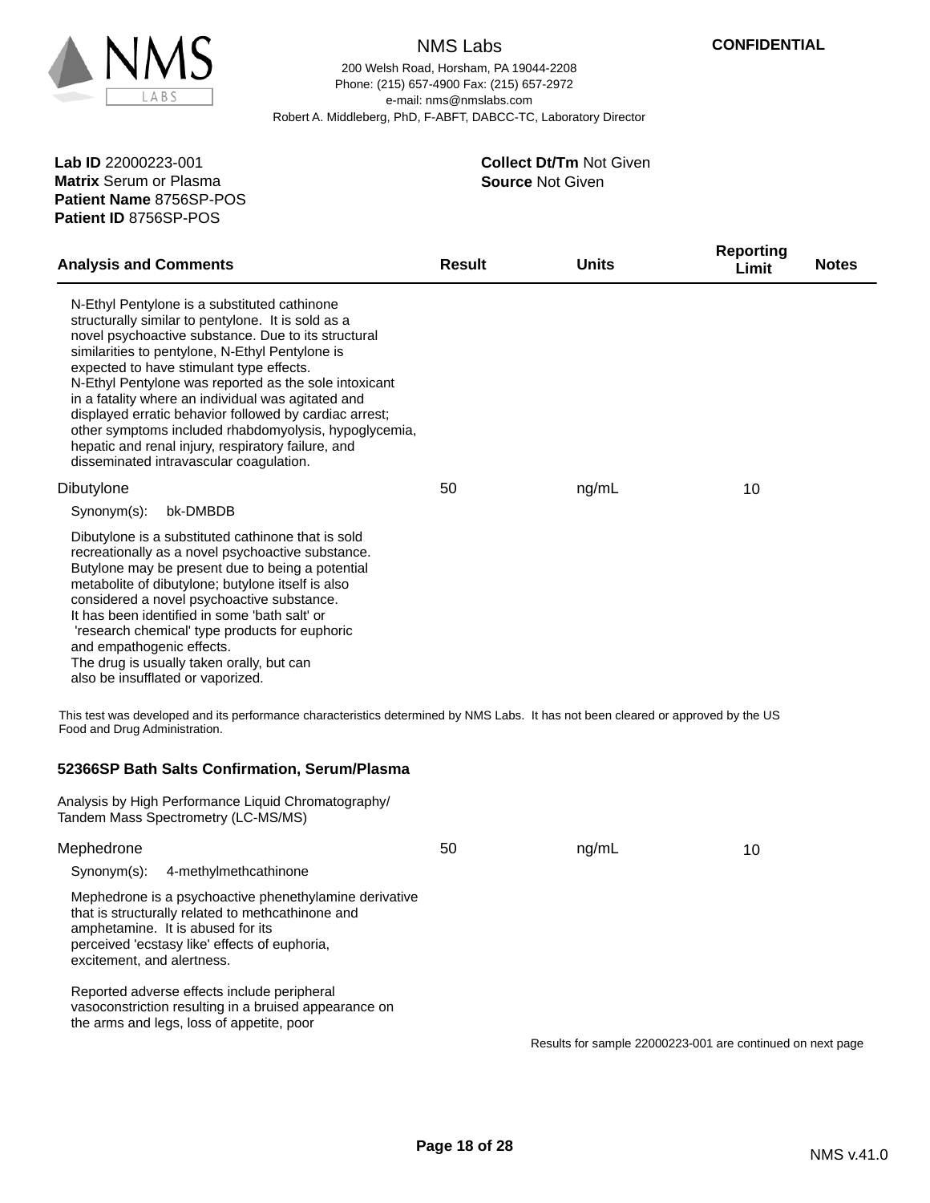**CONFIDENTIAL**

**Lab ID** 22000223-001
**Matrix** Serum or Plasma
**Patient Name** 8756SP-POS
**Patient ID** 8756SP-POS

**Collect Dt/Tm** Not Given
**Source** Not Given

| Analysis and Comments | Result | Units | Reporting Limit | Notes |
|---|---|---|---|---|

N-Ethyl Pentylone is a substituted cathinone structurally similar to pentylone. It is sold as a novel psychoactive substance. Due to its structural similarities to pentylone, N-Ethyl Pentylone is expected to have stimulant type effects. N-Ethyl Pentylone was reported as the sole intoxicant in a fatality where an individual was agitated and displayed erratic behavior followed by cardiac arrest; other symptoms included rhabdomyolysis, hypoglycemia, hepatic and renal injury, respiratory failure, and disseminated intravascular coagulation.

| Analysis and Comments | Result | Units | Reporting Limit | Notes |
|---|---|---|---|---|
| Dibutylone | 50 | ng/mL | 10 | |

Synonym(s): bk-DMBDB

Dibutylone is a substituted cathinone that is sold recreationally as a novel psychoactive substance. Butylone may be present due to being a potential metabolite of dibutylone; butylone itself is also considered a novel psychoactive substance. It has been identified in some 'bath salt' or 'research chemical' type products for euphoric and empathogenic effects. The drug is usually taken orally, but can also be insufflated or vaporized.

This test was developed and its performance characteristics determined by NMS Labs. It has not been cleared or approved by the US Food and Drug Administration.

### 52366SP Bath Salts Confirmation, Serum/Plasma

Analysis by High Performance Liquid Chromatography/ Tandem Mass Spectrometry (LC-MS/MS)

| Analysis and Comments | Result | Units | Reporting Limit | Notes |
|---|---|---|---|---|
| Mephedrone | 50 | ng/mL | 10 | |

Synonym(s): 4-methylmethcathinone

Mephedrone is a psychoactive phenethylamine derivative that is structurally related to methcathinone and amphetamine. It is abused for its perceived 'ecstasy like' effects of euphoria, excitement, and alertness.

Reported adverse effects include peripheral vasoconstriction resulting in a bruised appearance on the arms and legs, loss of appetite, poor

Results for sample 22000223-001 are continued on next page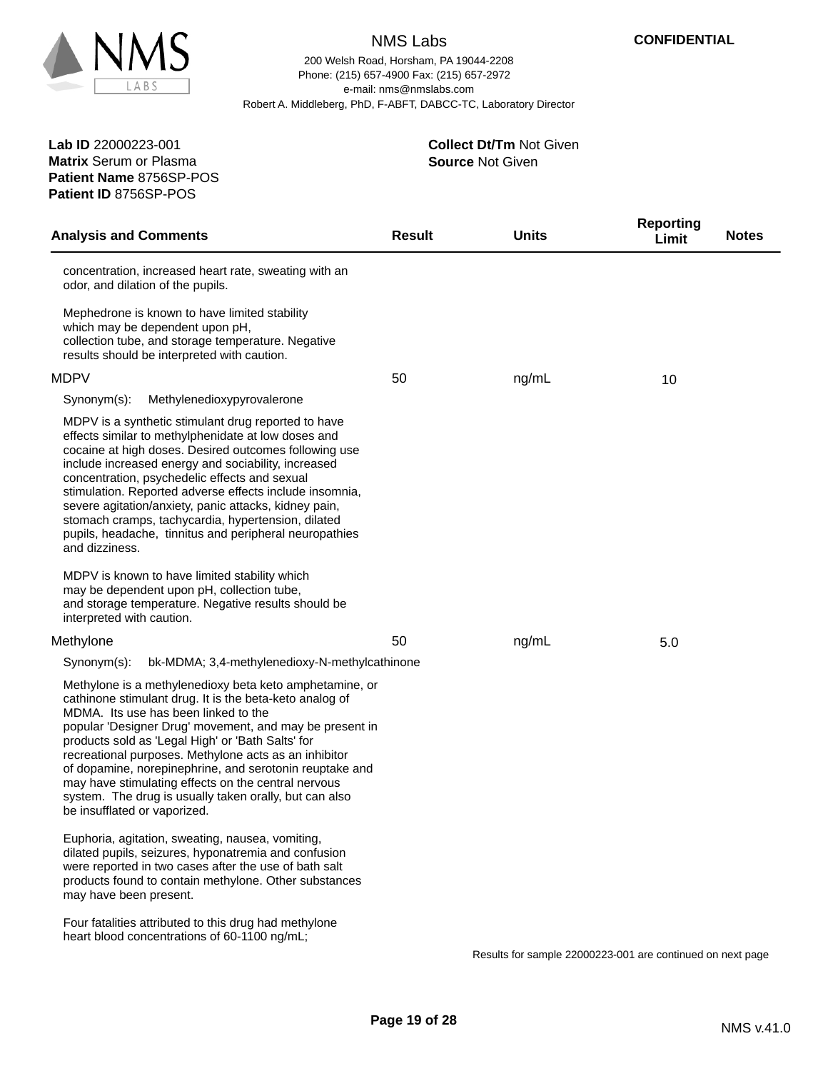NMS Labs

200 Welsh Road, Horsham, PA 19044-2208
Phone: (215) 657-4900 Fax: (215) 657-2972
e-mail: nms@nmslabs.com
Robert A. Middleberg, PhD, F-ABFT, DABCC-TC, Laboratory Director

**CONFIDENTIAL**

**Lab ID** 22000223-001
**Matrix** Serum or Plasma
**Patient Name** 8756SP-POS
**Patient ID** 8756SP-POS

**Collect Dt/Tm** Not Given
**Source** Not Given

| Analysis and Comments | Result | Units | Reporting Limit | Notes |
|---|---|---|---|---|
| concentration, increased heart rate, sweating with an odor, and dilation of the pupils.<br><br>Mephedrone is known to have limited stability which may be dependent upon pH, collection tube, and storage temperature. Negative results should be interpreted with caution. | | | | |
| MDPV | 50 | ng/mL | 10 | |
| Synonym(s): Methylenedioxypyrovalerone<br><br>MDPV is a synthetic stimulant drug reported to have effects similar to methylphenidate at low doses and cocaine at high doses. Desired outcomes following use include increased energy and sociability, increased concentration, psychedelic effects and sexual stimulation. Reported adverse effects include insomnia, severe agitation/anxiety, panic attacks, kidney pain, stomach cramps, tachycardia, hypertension, dilated pupils, headache, tinnitus and peripheral neuropathies and dizziness.<br><br>MDPV is known to have limited stability which may be dependent upon pH, collection tube, and storage temperature. Negative results should be interpreted with caution. | | | | |
| Methylone | 50 | ng/mL | 5.0 | |
| Synonym(s): bk-MDMA; 3,4-methylenedioxy-N-methylcathinone<br><br>Methylone is a methylenedioxy beta keto amphetamine, or cathinone stimulant drug. It is the beta-keto analog of MDMA. Its use has been linked to the popular 'Designer Drug' movement, and may be present in products sold as 'Legal High' or 'Bath Salts' for recreational purposes. Methylone acts as an inhibitor of dopamine, norepinephrine, and serotonin reuptake and may have stimulating effects on the central nervous system. The drug is usually taken orally, but can also be insufflated or vaporized.<br><br>Euphoria, agitation, sweating, nausea, vomiting, dilated pupils, seizures, hyponatremia and confusion were reported in two cases after the use of bath salt products found to contain methylone. Other substances may have been present.<br><br>Four fatalities attributed to this drug had methylone heart blood concentrations of 60-1100 ng/mL; | | | | |

Results for sample 22000223-001 are continued on next page

NMS v.41.0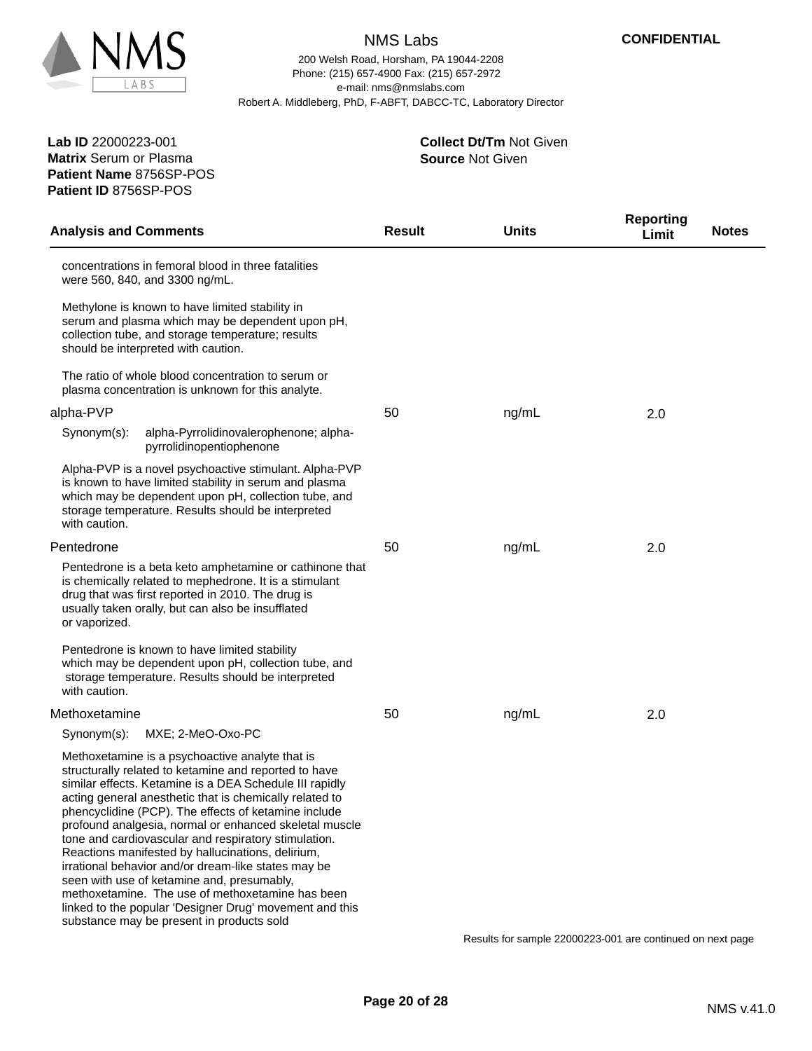NMS Labs

200 Welsh Road, Horsham, PA 19044-2208
Phone: (215) 657-4900 Fax: (215) 657-2972
e-mail: nms@nmslabs.com
Robert A. Middleberg, PhD, F-ABFT, DABCC-TC, Laboratory Director

**CONFIDENTIAL**

**Lab ID** 22000223-001
**Matrix** Serum or Plasma
**Patient Name** 8756SP-POS
**Patient ID** 8756SP-POS

**Collect Dt/Tm** Not Given
**Source** Not Given

| Analysis and Comments | Result | Units | Reporting Limit | Notes |
|---|---|---|---|---|
| concentrations in femoral blood in three fatalities were 560, 840, and 3300 ng/mL.<br><br>Methylone is known to have limited stability in serum and plasma which may be dependent upon pH, collection tube, and storage temperature; results should be interpreted with caution.<br><br>The ratio of whole blood concentration to serum or plasma concentration is unknown for this analyte. | | | | |
| alpha-PVP | 50 | ng/mL | 2.0 | |
| Synonym(s): alpha-Pyrrolidinovalerophenone; alpha-pyrrolidinopentiophenone<br><br>Alpha-PVP is a novel psychoactive stimulant. Alpha-PVP is known to have limited stability in serum and plasma which may be dependent upon pH, collection tube, and storage temperature. Results should be interpreted with caution. | | | | |
| Pentedrone | 50 | ng/mL | 2.0 | |
| Pentedrone is a beta keto amphetamine or cathinone that is chemically related to mephedrone. It is a stimulant drug that was first reported in 2010. The drug is usually taken orally, but can also be insufflated or vaporized.<br><br>Pentedrone is known to have limited stability which may be dependent upon pH, collection tube, and storage temperature. Results should be interpreted with caution. | | | | |
| Methoxetamine | 50 | ng/mL | 2.0 | |
| Synonym(s): MXE; 2-MeO-Oxo-PC<br><br>Methoxetamine is a psychoactive analyte that is structurally related to ketamine and reported to have similar effects. Ketamine is a DEA Schedule III rapidly acting general anesthetic that is chemically related to phencyclidine (PCP). The effects of ketamine include profound analgesia, normal or enhanced skeletal muscle tone and cardiovascular and respiratory stimulation. Reactions manifested by hallucinations, delirium, irrational behavior and/or dream-like states may be seen with use of ketamine and, presumably, methoxetamine. The use of methoxetamine has been linked to the popular 'Designer Drug' movement and this substance may be present in products sold | | | | |

Results for sample 22000223-001 are continued on next page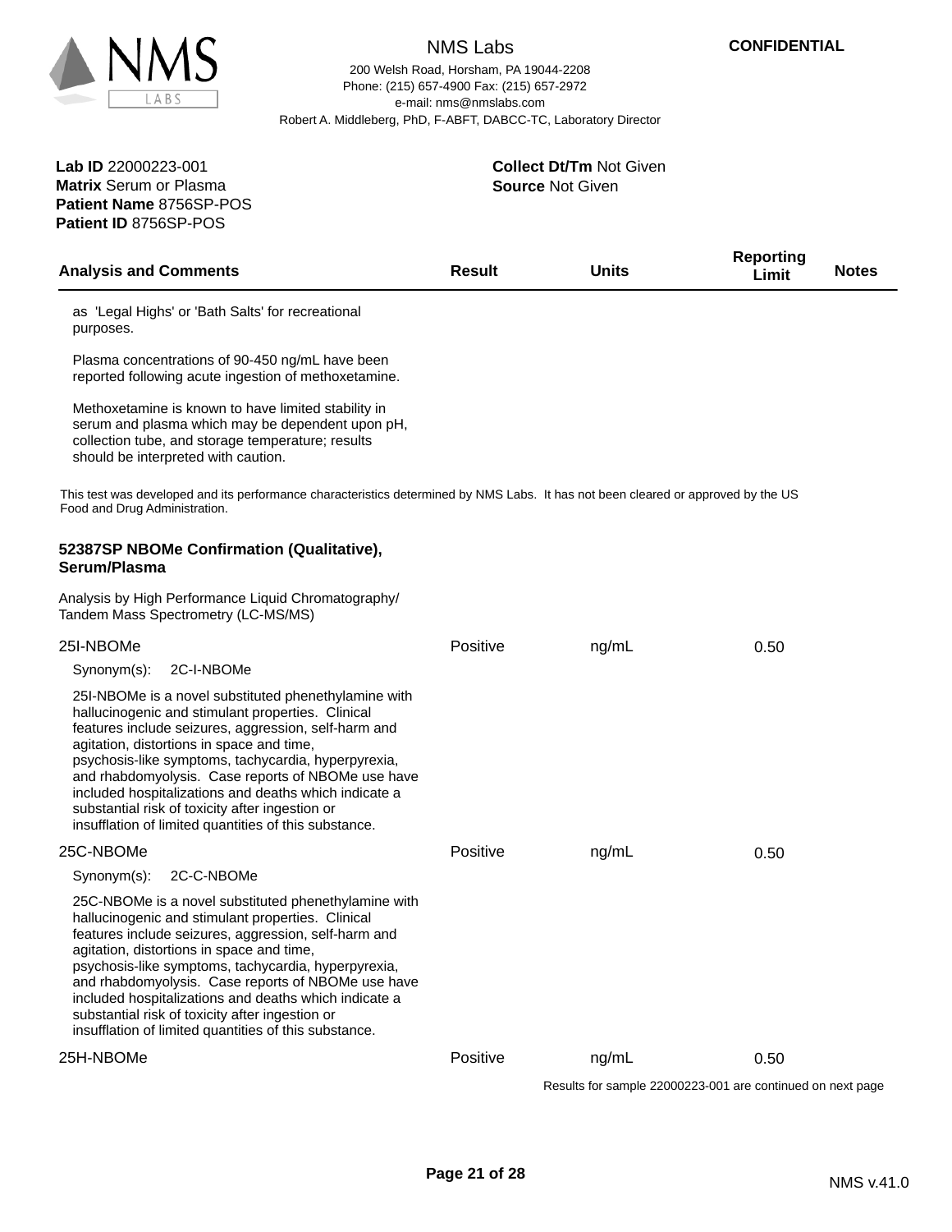**CONFIDENTIAL**

**Lab ID** 22000223-001
**Matrix** Serum or Plasma
**Patient Name** 8756SP-POS
**Patient ID** 8756SP-POS

**Collect Dt/Tm** Not Given
**Source** Not Given

| Analysis and Comments | Result | Units | Reporting Limit | Notes |
|---|---|---|---|---|

as 'Legal Highs' or 'Bath Salts' for recreational purposes.

Plasma concentrations of 90-450 ng/mL have been reported following acute ingestion of methoxetamine.

Methoxetamine is known to have limited stability in serum and plasma which may be dependent upon pH, collection tube, and storage temperature; results should be interpreted with caution.

This test was developed and its performance characteristics determined by NMS Labs. It has not been cleared or approved by the US Food and Drug Administration.

### 52387SP NBOMe Confirmation (Qualitative), Serum/Plasma

Analysis by High Performance Liquid Chromatography/ Tandem Mass Spectrometry (LC-MS/MS)

| Analysis and Comments | Result | Units | Reporting Limit | Notes |
|---|---|---|---|---|
| 25I-NBOMe | Positive | ng/mL | 0.50 | |

Synonym(s): 2C-I-NBOMe

25I-NBOMe is a novel substituted phenethylamine with hallucinogenic and stimulant properties. Clinical features include seizures, aggression, self-harm and agitation, distortions in space and time, psychosis-like symptoms, tachycardia, hyperpyrexia, and rhabdomyolysis. Case reports of NBOMe use have included hospitalizations and deaths which indicate a substantial risk of toxicity after ingestion or insufflation of limited quantities of this substance.

| Analysis and Comments | Result | Units | Reporting Limit | Notes |
|---|---|---|---|---|
| 25C-NBOMe | Positive | ng/mL | 0.50 | |

Synonym(s): 2C-C-NBOMe

25C-NBOMe is a novel substituted phenethylamine with hallucinogenic and stimulant properties. Clinical features include seizures, aggression, self-harm and agitation, distortions in space and time, psychosis-like symptoms, tachycardia, hyperpyrexia, and rhabdomyolysis. Case reports of NBOMe use have included hospitalizations and deaths which indicate a substantial risk of toxicity after ingestion or insufflation of limited quantities of this substance.

| Analysis and Comments | Result | Units | Reporting Limit | Notes |
|---|---|---|---|---|
| 25H-NBOMe | Positive | ng/mL | 0.50 | |

Results for sample 22000223-001 are continued on next page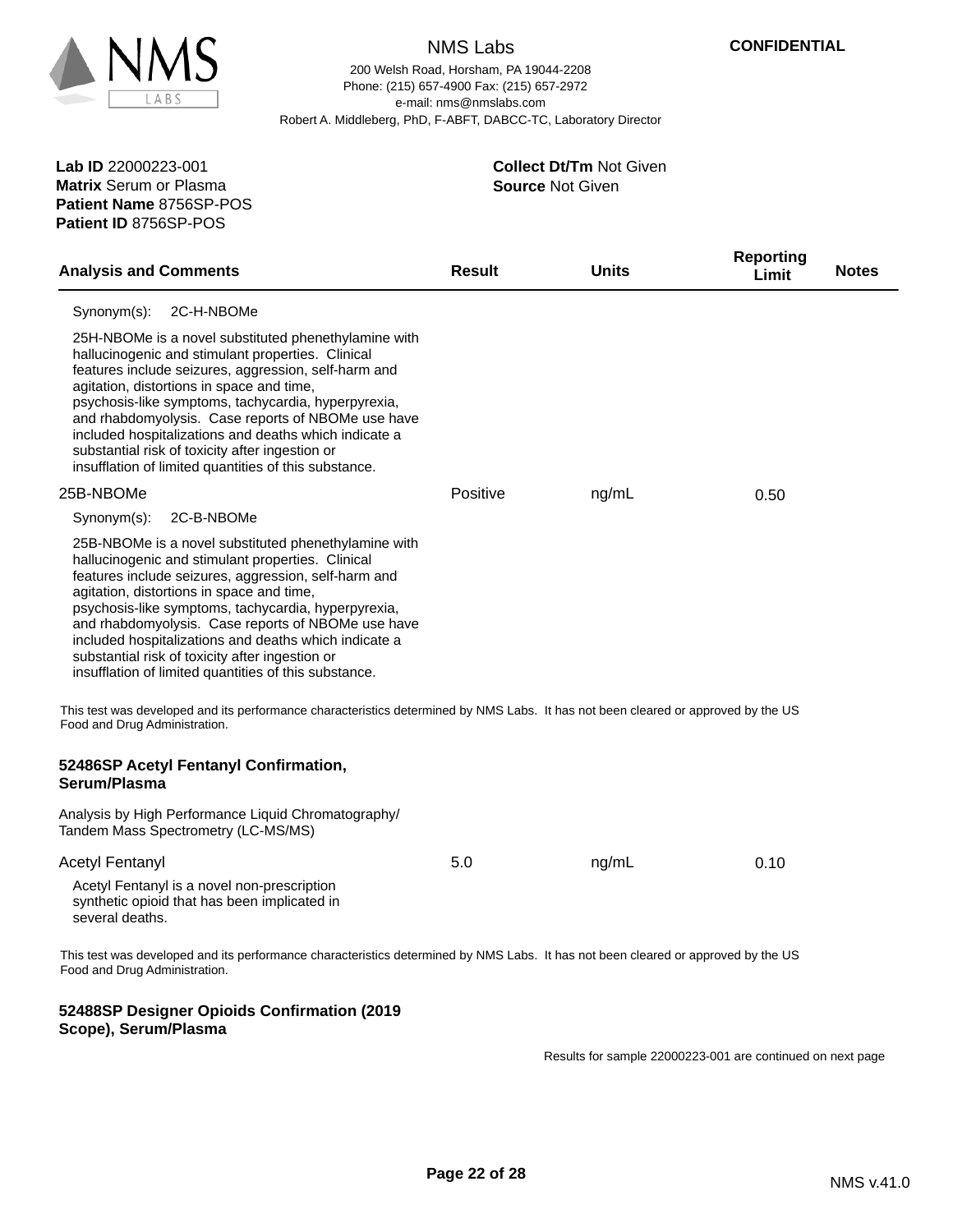**Lab ID** 22000223-001
**Matrix** Serum or Plasma
**Patient Name** 8756SP-POS
**Patient ID** 8756SP-POS

**Collect Dt/Tm** Not Given
**Source** Not Given

| Analysis and Comments | Result | Units | Reporting Limit | Notes |
|---|---|---|---|---|
| Synonym(s): 2C-H-NBOMe | | | | |
| 25H-NBOMe is a novel substituted phenethylamine with hallucinogenic and stimulant properties. Clinical features include seizures, aggression, self-harm and agitation, distortions in space and time, psychosis-like symptoms, tachycardia, hyperpyrexia, and rhabdomyolysis. Case reports of NBOMe use have included hospitalizations and deaths which indicate a substantial risk of toxicity after ingestion or insufflation of limited quantities of this substance. | | | | |
| 25B-NBOMe | Positive | ng/mL | 0.50 | |
| Synonym(s): 2C-B-NBOMe | | | | |
| 25B-NBOMe is a novel substituted phenethylamine with hallucinogenic and stimulant properties. Clinical features include seizures, aggression, self-harm and agitation, distortions in space and time, psychosis-like symptoms, tachycardia, hyperpyrexia, and rhabdomyolysis. Case reports of NBOMe use have included hospitalizations and deaths which indicate a substantial risk of toxicity after ingestion or insufflation of limited quantities of this substance. | | | | |

This test was developed and its performance characteristics determined by NMS Labs. It has not been cleared or approved by the US Food and Drug Administration.

**52486SP Acetyl Fentanyl Confirmation, Serum/Plasma**

Analysis by High Performance Liquid Chromatography/ Tandem Mass Spectrometry (LC-MS/MS)

| Analysis and Comments | Result | Units | Reporting Limit | Notes |
|---|---|---|---|---|
| Acetyl Fentanyl | 5.0 | ng/mL | 0.10 | |
| Acetyl Fentanyl is a novel non-prescription synthetic opioid that has been implicated in several deaths. | | | | |

This test was developed and its performance characteristics determined by NMS Labs. It has not been cleared or approved by the US Food and Drug Administration.

**52488SP Designer Opioids Confirmation (2019 Scope), Serum/Plasma**

Results for sample 22000223-001 are continued on next page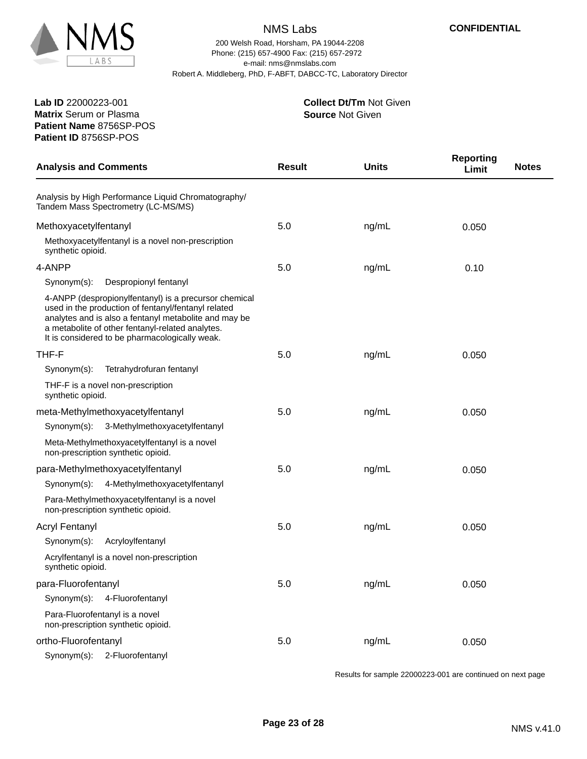NMS Labs

200 Welsh Road, Horsham, PA 19044-2208
Phone: (215) 657-4900 Fax: (215) 657-2972
e-mail: nms@nmslabs.com
Robert A. Middleberg, PhD, F-ABFT, DABCC-TC, Laboratory Director

**CONFIDENTIAL**

**Lab ID** 22000223-001
**Matrix** Serum or Plasma
**Patient Name** 8756SP-POS
**Patient ID** 8756SP-POS

**Collect Dt/Tm** Not Given
**Source** Not Given

| Analysis and Comments | Result | Units | Reporting Limit | Notes |
|---|---|---|---|---|
| Analysis by High Performance Liquid Chromatography/ Tandem Mass Spectrometry (LC-MS/MS) | | | | |
| Methoxyacetylfentanyl | 5.0 | ng/mL | 0.050 | |
| Methoxyacetylfentanyl is a novel non-prescription synthetic opioid. | | | | |
| 4-ANPP | 5.0 | ng/mL | 0.10 | |
| Synonym(s): Despropionyl fentanyl | | | | |
| 4-ANPP (despropionylfentanyl) is a precursor chemical used in the production of fentanyl/fentanyl related analytes and is also a fentanyl metabolite and may be a metabolite of other fentanyl-related analytes. It is considered to be pharmacologically weak. | | | | |
| THF-F | 5.0 | ng/mL | 0.050 | |
| Synonym(s): Tetrahydrofuran fentanyl | | | | |
| THF-F is a novel non-prescription synthetic opioid. | | | | |
| meta-Methylmethoxyacetylfentanyl | 5.0 | ng/mL | 0.050 | |
| Synonym(s): 3-Methylmethoxyacetylfentanyl | | | | |
| Meta-Methylmethoxyacetylfentanyl is a novel non-prescription synthetic opioid. | | | | |
| para-Methylmethoxyacetylfentanyl | 5.0 | ng/mL | 0.050 | |
| Synonym(s): 4-Methylmethoxyacetylfentanyl | | | | |
| Para-Methylmethoxyacetylfentanyl is a novel non-prescription synthetic opioid. | | | | |
| Acryl Fentanyl | 5.0 | ng/mL | 0.050 | |
| Synonym(s): Acryloylfentanyl | | | | |
| Acrylfentanyl is a novel non-prescription synthetic opioid. | | | | |
| para-Fluorofentanyl | 5.0 | ng/mL | 0.050 | |
| Synonym(s): 4-Fluorofentanyl | | | | |
| Para-Fluorofentanyl is a novel non-prescription synthetic opioid. | | | | |
| ortho-Fluorofentanyl | 5.0 | ng/mL | 0.050 | |
| Synonym(s): 2-Fluorofentanyl | | | | |

Results for sample 22000223-001 are continued on next page

NMS v.41.0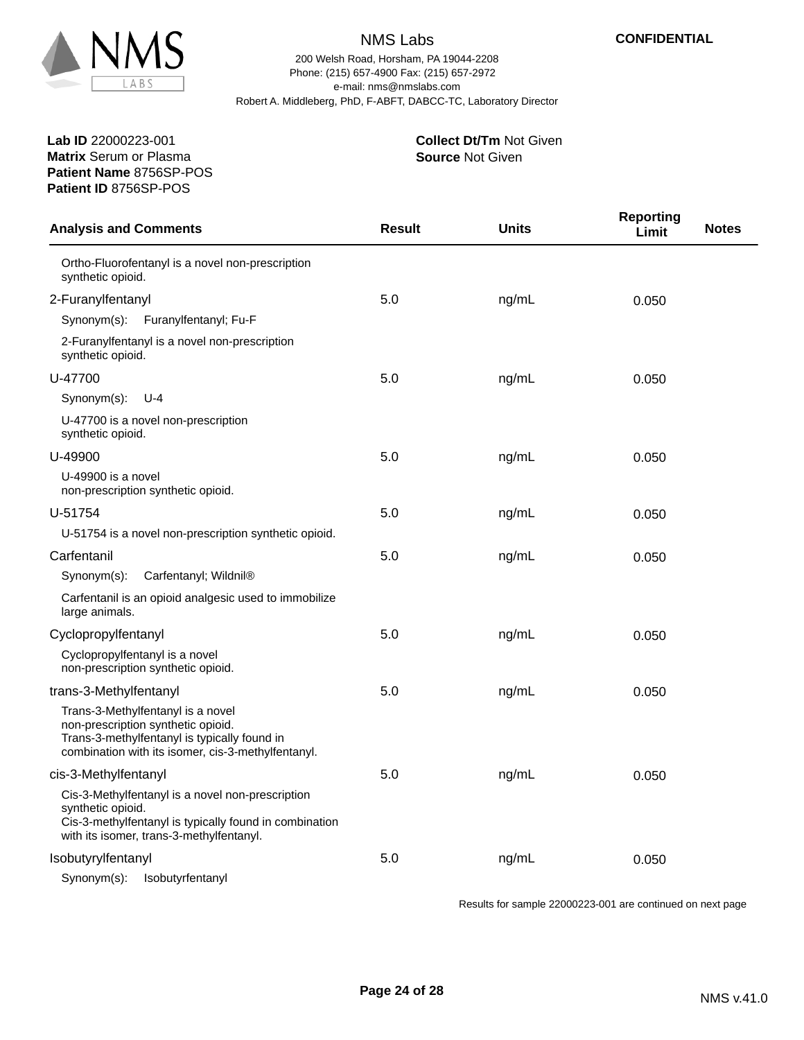**NMS Labs**

200 Welsh Road, Horsham, PA 19044-2208
Phone: (215) 657-4900 Fax: (215) 657-2972
e-mail: nms@nmslabs.com
Robert A. Middleberg, PhD, F-ABFT, DABCC-TC, Laboratory Director

**CONFIDENTIAL**

**Lab ID** 22000223-001
**Matrix** Serum or Plasma
**Patient Name** 8756SP-POS
**Patient ID** 8756SP-POS

**Collect Dt/Tm** Not Given
**Source** Not Given

| Analysis and Comments | Result | Units | Reporting Limit | Notes |
|---|---|---|---|---|
| Ortho-Fluorofentanyl is a novel non-prescription synthetic opioid. | | | | |
| 2-Furanylfentanyl | 5.0 | ng/mL | 0.050 | |
| Synonym(s): Furanylfentanyl; Fu-F | | | | |
| 2-Furanylfentanyl is a novel non-prescription synthetic opioid. | | | | |
| U-47700 | 5.0 | ng/mL | 0.050 | |
| Synonym(s): U-4 | | | | |
| U-47700 is a novel non-prescription synthetic opioid. | | | | |
| U-49900 | 5.0 | ng/mL | 0.050 | |
| U-49900 is a novel non-prescription synthetic opioid. | | | | |
| U-51754 | 5.0 | ng/mL | 0.050 | |
| U-51754 is a novel non-prescription synthetic opioid. | | | | |
| Carfentanil | 5.0 | ng/mL | 0.050 | |
| Synonym(s): Carfentanyl; Wildnil® | | | | |
| Carfentanil is an opioid analgesic used to immobilize large animals. | | | | |
| Cyclopropylfentanyl | 5.0 | ng/mL | 0.050 | |
| Cyclopropylfentanyl is a novel non-prescription synthetic opioid. | | | | |
| trans-3-Methylfentanyl | 5.0 | ng/mL | 0.050 | |
| Trans-3-Methylfentanyl is a novel non-prescription synthetic opioid. Trans-3-methylfentanyl is typically found in combination with its isomer, cis-3-methylfentanyl. | | | | |
| cis-3-Methylfentanyl | 5.0 | ng/mL | 0.050 | |
| Cis-3-Methylfentanyl is a novel non-prescription synthetic opioid. Cis-3-methylfentanyl is typically found in combination with its isomer, trans-3-methylfentanyl. | | | | |
| Isobutyrylfentanyl | 5.0 | ng/mL | 0.050 | |
| Synonym(s): Isobutyrfentanyl | | | | |

Results for sample 22000223-001 are continued on next page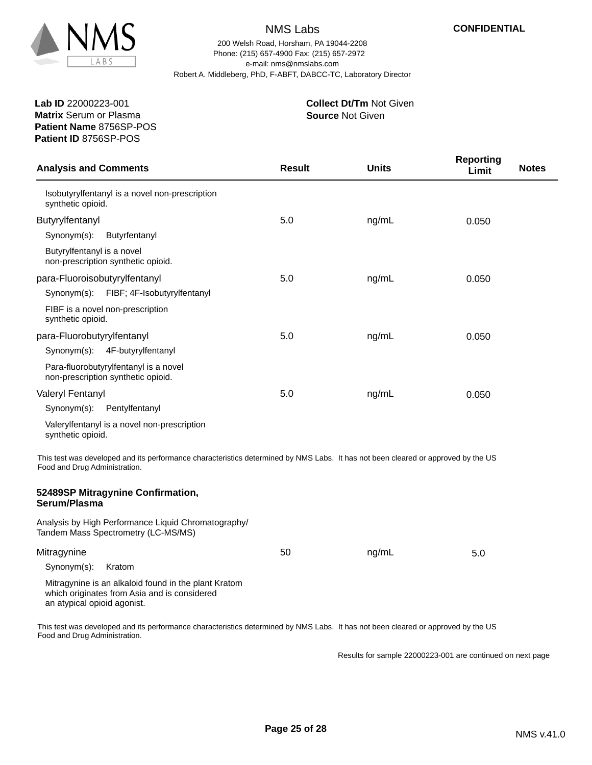**NMS Labs**

200 Welsh Road, Horsham, PA 19044-2208
Phone: (215) 657-4900 Fax: (215) 657-2972
e-mail: nms@nmslabs.com
Robert A. Middleberg, PhD, F-ABFT, DABCC-TC, Laboratory Director

**CONFIDENTIAL**

**Lab ID** 22000223-001
**Matrix** Serum or Plasma
**Patient Name** 8756SP-POS
**Patient ID** 8756SP-POS

**Collect Dt/Tm** Not Given
**Source** Not Given

| Analysis and Comments | Result | Units | Reporting Limit | Notes |
|---|---|---|---|---|
| Isobutyrylfentanyl is a novel non-prescription synthetic opioid. | | | | |
| Butyrylfentanyl | 5.0 | ng/mL | 0.050 | |
| Synonym(s): Butyrfentanyl | | | | |
| Butyrylfentanyl is a novel non-prescription synthetic opioid. | | | | |
| para-Fluoroisobutyrylfentanyl | 5.0 | ng/mL | 0.050 | |
| Synonym(s): FIBF; 4F-Isobutyrylfentanyl | | | | |
| FIBF is a novel non-prescription synthetic opioid. | | | | |
| para-Fluorobutyrylfentanyl | 5.0 | ng/mL | 0.050 | |
| Synonym(s): 4F-butyrylfentanyl | | | | |
| Para-fluorobutyrylfentanyl is a novel non-prescription synthetic opioid. | | | | |
| Valeryl Fentanyl | 5.0 | ng/mL | 0.050 | |
| Synonym(s): Pentylfentanyl | | | | |
| Valerylfentanyl is a novel non-prescription synthetic opioid. | | | | |

This test was developed and its performance characteristics determined by NMS Labs. It has not been cleared or approved by the US Food and Drug Administration.

**52489SP Mitragynine Confirmation, Serum/Plasma**

Analysis by High Performance Liquid Chromatography/ Tandem Mass Spectrometry (LC-MS/MS)

| Analysis and Comments | Result | Units | Reporting Limit | Notes |
|---|---|---|---|---|
| Mitragynine | 50 | ng/mL | 5.0 | |
| Synonym(s): Kratom | | | | |
| Mitragynine is an alkaloid found in the plant Kratom which originates from Asia and is considered an atypical opioid agonist. | | | | |

This test was developed and its performance characteristics determined by NMS Labs. It has not been cleared or approved by the US Food and Drug Administration.

Results for sample 22000223-001 are continued on next page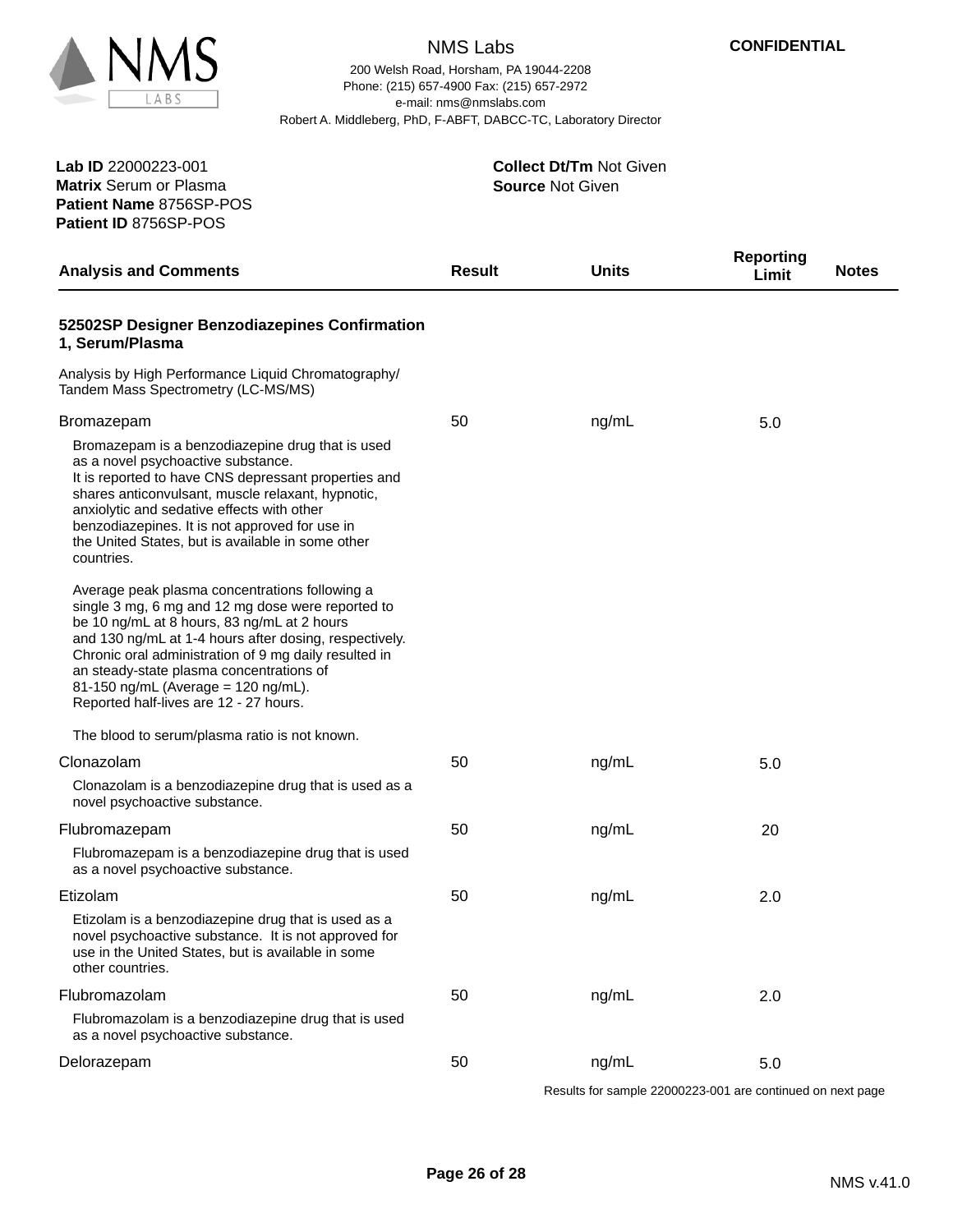NMS Labs

200 Welsh Road, Horsham, PA 19044-2208
Phone: (215) 657-4900 Fax: (215) 657-2972
e-mail: nms@nmslabs.com
Robert A. Middleberg, PhD, F-ABFT, DABCC-TC, Laboratory Director

**CONFIDENTIAL**

**Lab ID** 22000223-001
**Matrix** Serum or Plasma
**Patient Name** 8756SP-POS
**Patient ID** 8756SP-POS

**Collect Dt/Tm** Not Given
**Source** Not Given

| Analysis and Comments | Result | Units | Reporting Limit | Notes |
|---|---|---|---|---|
| **52502SP Designer Benzodiazepines Confirmation 1, Serum/Plasma** | | | | |
| Analysis by High Performance Liquid Chromatography/ Tandem Mass Spectrometry (LC-MS/MS) | | | | |
| Bromazepam | 50 | ng/mL | 5.0 | |
| Bromazepam is a benzodiazepine drug that is used as a novel psychoactive substance. It is reported to have CNS depressant properties and shares anticonvulsant, muscle relaxant, hypnotic, anxiolytic and sedative effects with other benzodiazepines. It is not approved for use in the United States, but is available in some other countries. <br><br> Average peak plasma concentrations following a single 3 mg, 6 mg and 12 mg dose were reported to be 10 ng/mL at 8 hours, 83 ng/mL at 2 hours and 130 ng/mL at 1-4 hours after dosing, respectively. Chronic oral administration of 9 mg daily resulted in an steady-state plasma concentrations of 81-150 ng/mL (Average = 120 ng/mL). Reported half-lives are 12 - 27 hours. <br><br> The blood to serum/plasma ratio is not known. | | | | |
| Clonazolam | 50 | ng/mL | 5.0 | |
| Clonazolam is a benzodiazepine drug that is used as a novel psychoactive substance. | | | | |
| Flubromazepam | 50 | ng/mL | 20 | |
| Flubromazepam is a benzodiazepine drug that is used as a novel psychoactive substance. | | | | |
| Etizolam | 50 | ng/mL | 2.0 | |
| Etizolam is a benzodiazepine drug that is used as a novel psychoactive substance. It is not approved for use in the United States, but is available in some other countries. | | | | |
| Flubromazolam | 50 | ng/mL | 2.0 | |
| Flubromazolam is a benzodiazepine drug that is used as a novel psychoactive substance. | | | | |
| Delorazepam | 50 | ng/mL | 5.0 | |

Results for sample 22000223-001 are continued on next page

NMS v.41.0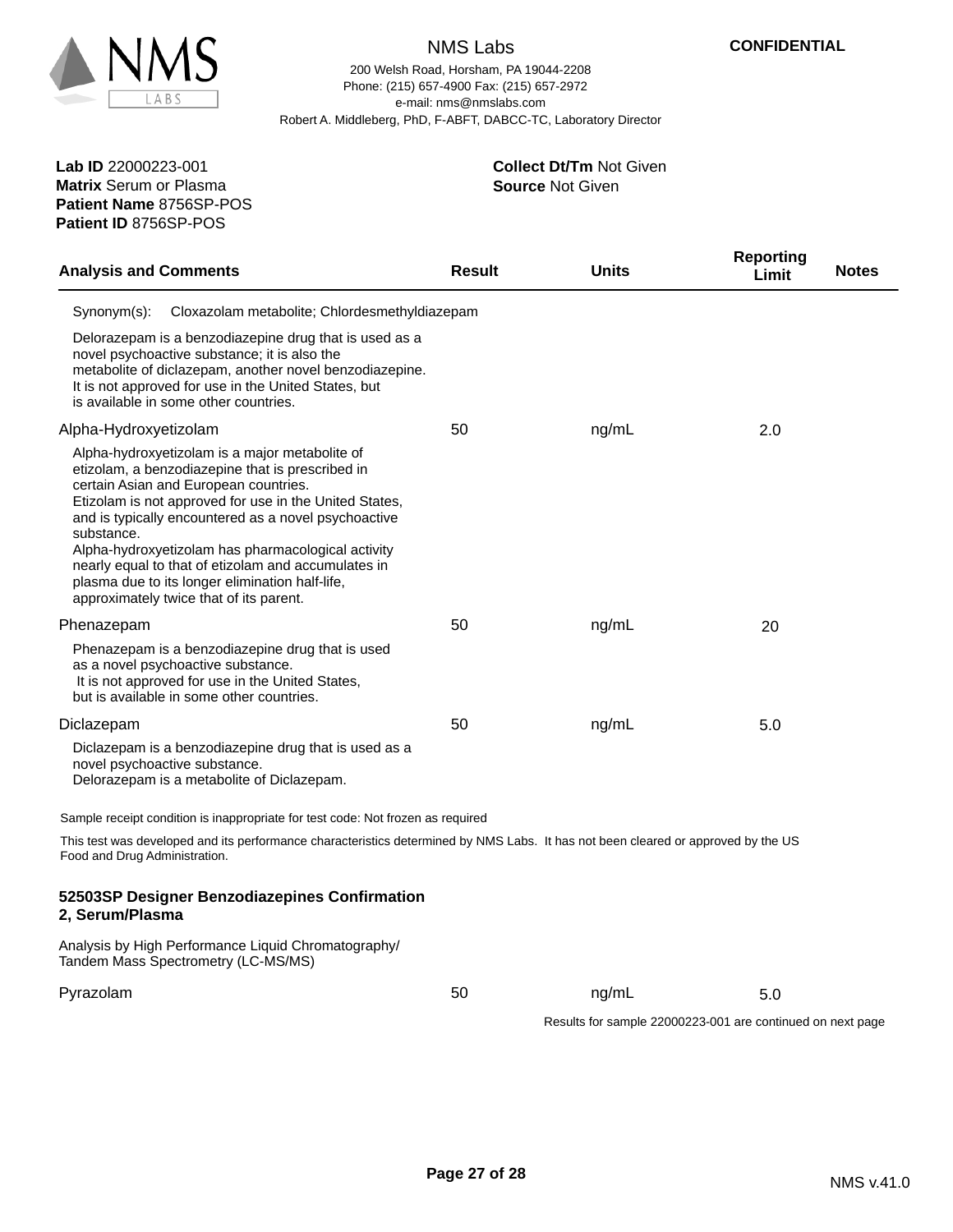**NMS Labs**

200 Welsh Road, Horsham, PA 19044-2208
Phone: (215) 657-4900 Fax: (215) 657-2972
e-mail: nms@nmslabs.com
Robert A. Middleberg, PhD, F-ABFT, DABCC-TC, Laboratory Director

**CONFIDENTIAL**

**Lab ID** 22000223-001
**Matrix** Serum or Plasma
**Patient Name** 8756SP-POS
**Patient ID** 8756SP-POS

**Collect Dt/Tm** Not Given
**Source** Not Given

| Analysis and Comments | Result | Units | Reporting Limit | Notes |
|---|---|---|---|---|
| Synonym(s): Cloxazolam metabolite; Chlordesmethyldiazepam | | | | |
| Delorazepam is a benzodiazepine drug that is used as a novel psychoactive substance; it is also the metabolite of diclazepam, another novel benzodiazepine. It is not approved for use in the United States, but is available in some other countries. | | | | |
| Alpha-Hydroxyetizolam | 50 | ng/mL | 2.0 | |
| Alpha-hydroxyetizolam is a major metabolite of etizolam, a benzodiazepine that is prescribed in certain Asian and European countries. Etizolam is not approved for use in the United States, and is typically encountered as a novel psychoactive substance. Alpha-hydroxyetizolam has pharmacological activity nearly equal to that of etizolam and accumulates in plasma due to its longer elimination half-life, approximately twice that of its parent. | | | | |
| Phenazepam | 50 | ng/mL | 20 | |
| Phenazepam is a benzodiazepine drug that is used as a novel psychoactive substance. It is not approved for use in the United States, but is available in some other countries. | | | | |
| Diclazepam | 50 | ng/mL | 5.0 | |
| Diclazepam is a benzodiazepine drug that is used as a novel psychoactive substance. Delorazepam is a metabolite of Diclazepam. | | | | |

Sample receipt condition is inappropriate for test code: Not frozen as required

This test was developed and its performance characteristics determined by NMS Labs. It has not been cleared or approved by the US Food and Drug Administration.

**52503SP Designer Benzodiazepines Confirmation 2, Serum/Plasma**

Analysis by High Performance Liquid Chromatography/ Tandem Mass Spectrometry (LC-MS/MS)

| Analysis and Comments | Result | Units | Reporting Limit | Notes |
|---|---|---|---|---|
| Pyrazolam | 50 | ng/mL | 5.0 | |

Results for sample 22000223-001 are continued on next page

NMS v.41.0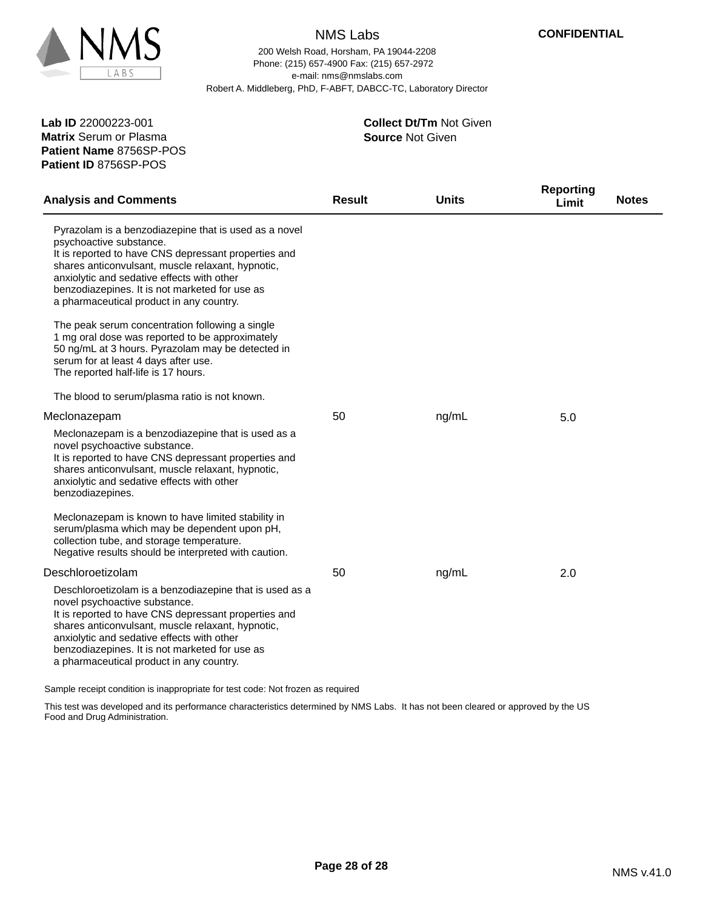**CONFIDENTIAL**

NMS Labs

200 Welsh Road, Horsham, PA 19044-2208
Phone: (215) 657-4900 Fax: (215) 657-2972
e-mail: nms@nmslabs.com
Robert A. Middleberg, PhD, F-ABFT, DABCC-TC, Laboratory Director

**Lab ID** 22000223-001
**Matrix** Serum or Plasma
**Patient Name** 8756SP-POS
**Patient ID** 8756SP-POS

**Collect Dt/Tm** Not Given
**Source** Not Given

| Analysis and Comments | Result | Units | Reporting Limit | Notes |
|---|---|---|---|---|
| Pyrazolam is a benzodiazepine that is used as a novel psychoactive substance. It is reported to have CNS depressant properties and shares anticonvulsant, muscle relaxant, hypnotic, anxiolytic and sedative effects with other benzodiazepines. It is not marketed for use as a pharmaceutical product in any country. | | | | |
| The peak serum concentration following a single 1 mg oral dose was reported to be approximately 50 ng/mL at 3 hours. Pyrazolam may be detected in serum for at least 4 days after use. The reported half-life is 17 hours. | | | | |
| The blood to serum/plasma ratio is not known. | | | | |
| Meclonazepam | 50 | ng/mL | 5.0 | |
| Meclonazepam is a benzodiazepine that is used as a novel psychoactive substance. It is reported to have CNS depressant properties and shares anticonvulsant, muscle relaxant, hypnotic, anxiolytic and sedative effects with other benzodiazepines. | | | | |
| Meclonazepam is known to have limited stability in serum/plasma which may be dependent upon pH, collection tube, and storage temperature. Negative results should be interpreted with caution. | | | | |
| Deschloroetizolam | 50 | ng/mL | 2.0 | |
| Deschloroetizolam is a benzodiazepine that is used as a novel psychoactive substance. It is reported to have CNS depressant properties and shares anticonvulsant, muscle relaxant, hypnotic, anxiolytic and sedative effects with other benzodiazepines. It is not marketed for use as a pharmaceutical product in any country. | | | | |

Sample receipt condition is inappropriate for test code: Not frozen as required

This test was developed and its performance characteristics determined by NMS Labs. It has not been cleared or approved by the US Food and Drug Administration.

NMS v.41.0